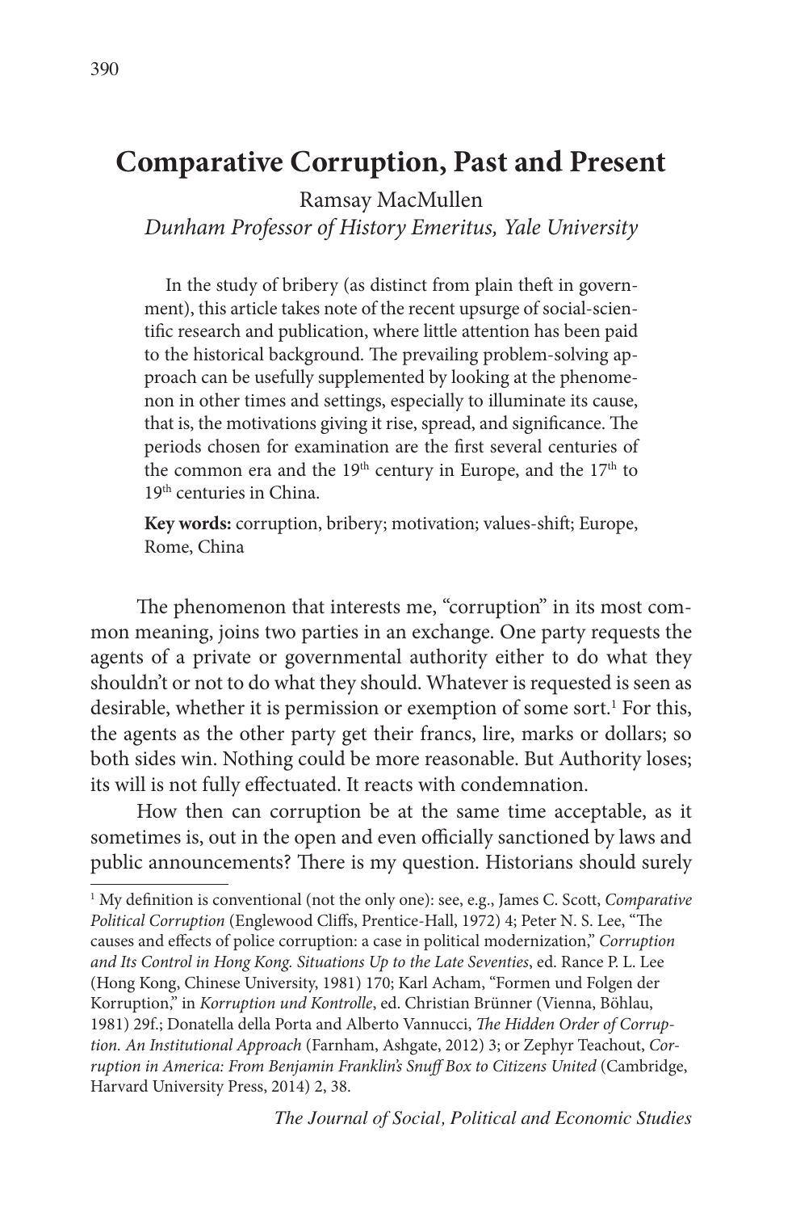# Comparative Corruption, Past and Present

Ramsay MacMullen

*Dunham Professor of History Emeritus, Yale University*

In the study of bribery (as distinct from plain theft in government), this article takes note of the recent upsurge of social-scientific research and publication, where little attention has been paid to the historical background. The prevailing problem-solving approach can be usefully supplemented by looking at the phenomenon in other times and settings, especially to illuminate its cause, that is, the motivations giving it rise, spread, and significance. The periods chosen for examination are the first several centuries of the common era and the 19th century in Europe, and the 17th to 19th centuries in China.

**Key words:** corruption, bribery; motivation; values-shift; Europe, Rome, China

The phenomenon that interests me, "corruption" in its most common meaning, joins two parties in an exchange. One party requests the agents of a private or governmental authority either to do what they shouldn't or not to do what they should. Whatever is requested is seen as desirable, whether it is permission or exemption of some sort.[1] For this, the agents as the other party get their francs, lire, marks or dollars; so both sides win. Nothing could be more reasonable. But Authority loses; its will is not fully effectuated. It reacts with condemnation.

How then can corruption be at the same time acceptable, as it sometimes is, out in the open and even officially sanctioned by laws and public announcements? There is my question. Historians should surely

[1] My definition is conventional (not the only one): see, e.g., James C. Scott, *Comparative Political Corruption* (Englewood Cliffs, Prentice-Hall, 1972) 4; Peter N. S. Lee, "The causes and effects of police corruption: a case in political modernization," *Corruption and Its Control in Hong Kong. Situations Up to the Late Seventies*, ed. Rance P. L. Lee (Hong Kong, Chinese University, 1981) 170; Karl Acham, "Formen und Folgen der Korruption," in *Korruption und Kontrolle*, ed. Christian Brünner (Vienna, Böhlau, 1981) 29f.; Donatella della Porta and Alberto Vannucci, *The Hidden Order of Corruption. An Institutional Approach* (Farnham, Ashgate, 2012) 3; or Zephyr Teachout, *Corruption in America: From Benjamin Franklin's Snuff Box to Citizens United* (Cambridge, Harvard University Press, 2014) 2, 38.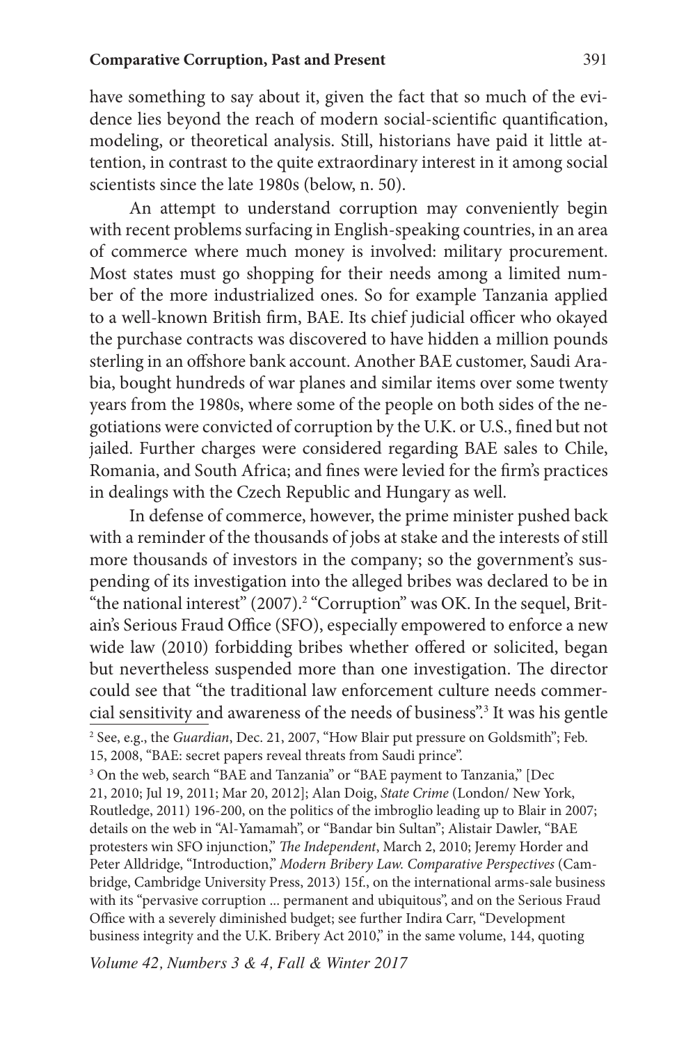have something to say about it, given the fact that so much of the evidence lies beyond the reach of modern social-scientific quantification, modeling, or theoretical analysis. Still, historians have paid it little attention, in contrast to the quite extraordinary interest in it among social scientists since the late 1980s (below, n. 50).

An attempt to understand corruption may conveniently begin with recent problems surfacing in English-speaking countries, in an area of commerce where much money is involved: military procurement. Most states must go shopping for their needs among a limited number of the more industrialized ones. So for example Tanzania applied to a well-known British firm, BAE. Its chief judicial officer who okayed the purchase contracts was discovered to have hidden a million pounds sterling in an offshore bank account. Another BAE customer, Saudi Arabia, bought hundreds of war planes and similar items over some twenty years from the 1980s, where some of the people on both sides of the negotiations were convicted of corruption by the U.K. or U.S., fined but not jailed. Further charges were considered regarding BAE sales to Chile, Romania, and South Africa; and fines were levied for the firm's practices in dealings with the Czech Republic and Hungary as well.

In defense of commerce, however, the prime minister pushed back with a reminder of the thousands of jobs at stake and the interests of still more thousands of investors in the company; so the government's suspending of its investigation into the alleged bribes was declared to be in "the national interest" (2007).[2] "Corruption" was OK. In the sequel, Britain's Serious Fraud Office (SFO), especially empowered to enforce a new wide law (2010) forbidding bribes whether offered or solicited, began but nevertheless suspended more than one investigation. The director could see that "the traditional law enforcement culture needs commercial sensitivity and awareness of the needs of business".[3] It was his gentle

---

[2] See, e.g., the *Guardian*, Dec. 21, 2007, "How Blair put pressure on Goldsmith"; Feb. 15, 2008, "BAE: secret papers reveal threats from Saudi prince".

[3] On the web, search "BAE and Tanzania" or "BAE payment to Tanzania," [Dec 21, 2010; Jul 19, 2011; Mar 20, 2012]; Alan Doig, *State Crime* (London/ New York, Routledge, 2011) 196-200, on the politics of the imbroglio leading up to Blair in 2007; details on the web in "Al-Yamamah", or "Bandar bin Sultan"; Alistair Dawler, "BAE protesters win SFO injunction," *The Independent*, March 2, 2010; Jeremy Horder and Peter Alldridge, "Introduction," *Modern Bribery Law. Comparative Perspectives* (Cambridge, Cambridge University Press, 2013) 15f., on the international arms-sale business with its "pervasive corruption ... permanent and ubiquitous", and on the Serious Fraud Office with a severely diminished budget; see further Indira Carr, "Development business integrity and the U.K. Bribery Act 2010," in the same volume, 144, quoting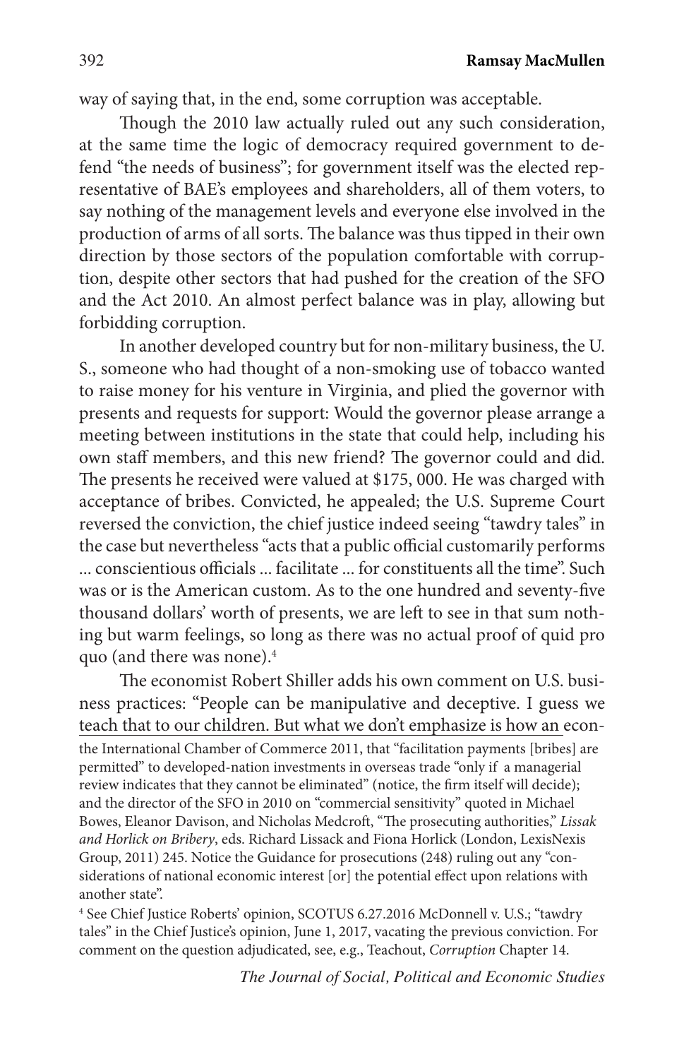way of saying that, in the end, some corruption was acceptable.

Though the 2010 law actually ruled out any such consideration, at the same time the logic of democracy required government to defend "the needs of business"; for government itself was the elected representative of BAE's employees and shareholders, all of them voters, to say nothing of the management levels and everyone else involved in the production of arms of all sorts. The balance was thus tipped in their own direction by those sectors of the population comfortable with corruption, despite other sectors that had pushed for the creation of the SFO and the Act 2010. An almost perfect balance was in play, allowing but forbidding corruption.

In another developed country but for non-military business, the U. S., someone who had thought of a non-smoking use of tobacco wanted to raise money for his venture in Virginia, and plied the governor with presents and requests for support: Would the governor please arrange a meeting between institutions in the state that could help, including his own staff members, and this new friend? The governor could and did. The presents he received were valued at $175, 000. He was charged with acceptance of bribes. Convicted, he appealed; the U.S. Supreme Court reversed the conviction, the chief justice indeed seeing "tawdry tales" in the case but nevertheless "acts that a public official customarily performs ... conscientious officials ... facilitate ... for constituents all the time". Such was or is the American custom. As to the one hundred and seventy-five thousand dollars' worth of presents, we are left to see in that sum nothing but warm feelings, so long as there was no actual proof of quid pro quo (and there was none).[4]

The economist Robert Shiller adds his own comment on U.S. business practices: "People can be manipulative and deceptive. I guess we teach that to our children. But what we don't emphasize is how an econ-

the International Chamber of Commerce 2011, that "facilitation payments [bribes] are permitted" to developed-nation investments in overseas trade "only if a managerial review indicates that they cannot be eliminated" (notice, the firm itself will decide); and the director of the SFO in 2010 on "commercial sensitivity" quoted in Michael Bowes, Eleanor Davison, and Nicholas Medcroft, "The prosecuting authorities," *Lissak and Horlick on Bribery*, eds. Richard Lissack and Fiona Horlick (London, LexisNexis Group, 2011) 245. Notice the Guidance for prosecutions (248) ruling out any "considerations of national economic interest [or] the potential effect upon relations with another state".

[4] See Chief Justice Roberts' opinion, SCOTUS 6.27.2016 McDonnell v. U.S.; "tawdry tales" in the Chief Justice's opinion, June 1, 2017, vacating the previous conviction. For comment on the question adjudicated, see, e.g., Teachout, *Corruption* Chapter 14.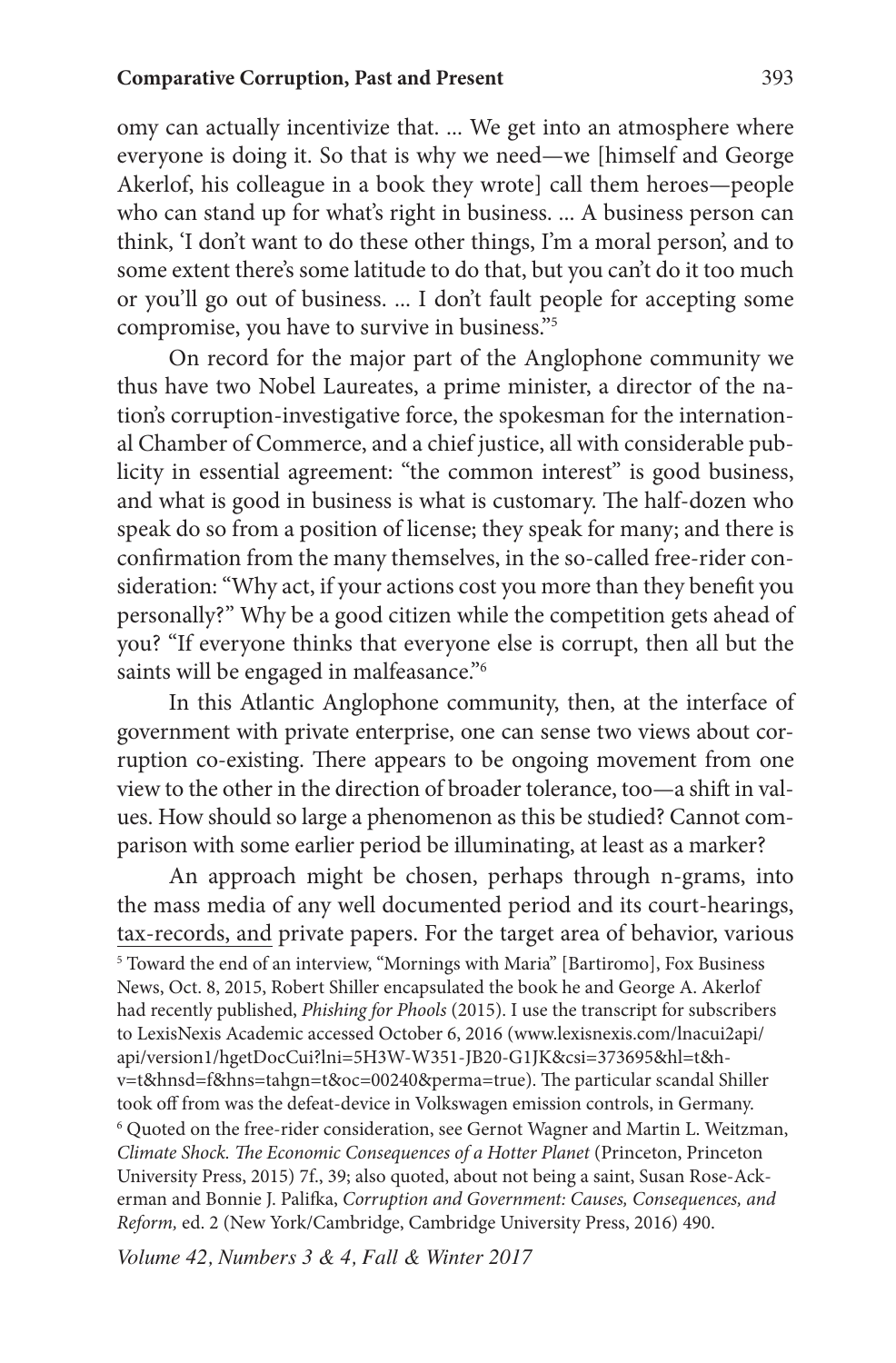omy can actually incentivize that. ... We get into an atmosphere where everyone is doing it. So that is why we need—we [himself and George Akerlof, his colleague in a book they wrote] call them heroes—people who can stand up for what's right in business. ... A business person can think, 'I don't want to do these other things, I'm a moral person', and to some extent there's some latitude to do that, but you can't do it too much or you'll go out of business. ... I don't fault people for accepting some compromise, you have to survive in business."[5]

On record for the major part of the Anglophone community we thus have two Nobel Laureates, a prime minister, a director of the nation's corruption-investigative force, the spokesman for the international Chamber of Commerce, and a chief justice, all with considerable publicity in essential agreement: "the common interest" is good business, and what is good in business is what is customary. The half-dozen who speak do so from a position of license; they speak for many; and there is confirmation from the many themselves, in the so-called free-rider consideration: "Why act, if your actions cost you more than they benefit you personally?" Why be a good citizen while the competition gets ahead of you? "If everyone thinks that everyone else is corrupt, then all but the saints will be engaged in malfeasance."[6]

In this Atlantic Anglophone community, then, at the interface of government with private enterprise, one can sense two views about corruption co-existing. There appears to be ongoing movement from one view to the other in the direction of broader tolerance, too—a shift in values. How should so large a phenomenon as this be studied? Cannot comparison with some earlier period be illuminating, at least as a marker?

An approach might be chosen, perhaps through n-grams, into the mass media of any well documented period and its court-hearings, tax-records, and private papers. For the target area of behavior, various

[5] Toward the end of an interview, "Mornings with Maria" [Bartiromo], Fox Business News, Oct. 8, 2015, Robert Shiller encapsulated the book he and George A. Akerlof had recently published, *Phishing for Phools* (2015). I use the transcript for subscribers to LexisNexis Academic accessed October 6, 2016 (www.lexisnexis.com/lnacui2api/api/version1/hgetDocCui?lni=5H3W-W351-JB20-G1JK&csi=373695&hl=t&hv=t&hnsd=f&hns=tahgn=t&oc=00240&perma=true). The particular scandal Shiller took off from was the defeat-device in Volkswagen emission controls, in Germany.

[6] Quoted on the free-rider consideration, see Gernot Wagner and Martin L. Weitzman, *Climate Shock. The Economic Consequences of a Hotter Planet* (Princeton, Princeton University Press, 2015) 7f., 39; also quoted, about not being a saint, Susan Rose-Ackerman and Bonnie J. Palifka, *Corruption and Government: Causes, Consequences, and Reform,* ed. 2 (New York/Cambridge, Cambridge University Press, 2016) 490.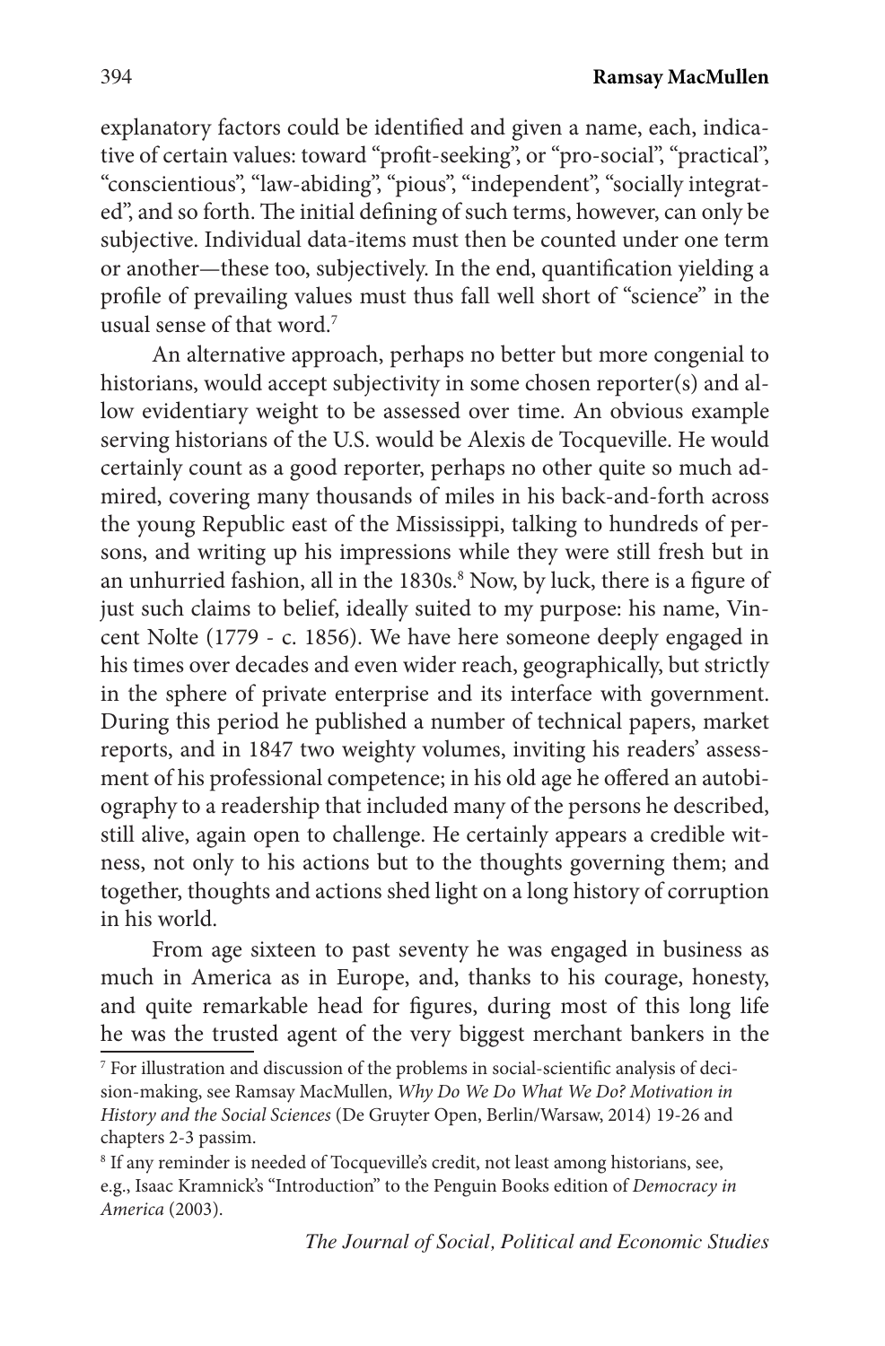explanatory factors could be identified and given a name, each, indicative of certain values: toward "profit-seeking", or "pro-social", "practical", "conscientious", "law-abiding", "pious", "independent", "socially integrated", and so forth. The initial defining of such terms, however, can only be subjective. Individual data-items must then be counted under one term or another—these too, subjectively. In the end, quantification yielding a profile of prevailing values must thus fall well short of "science" in the usual sense of that word.[7]

An alternative approach, perhaps no better but more congenial to historians, would accept subjectivity in some chosen reporter(s) and allow evidentiary weight to be assessed over time. An obvious example serving historians of the U.S. would be Alexis de Tocqueville. He would certainly count as a good reporter, perhaps no other quite so much admired, covering many thousands of miles in his back-and-forth across the young Republic east of the Mississippi, talking to hundreds of persons, and writing up his impressions while they were still fresh but in an unhurried fashion, all in the 1830s.[8] Now, by luck, there is a figure of just such claims to belief, ideally suited to my purpose: his name, Vincent Nolte (1779 - c. 1856). We have here someone deeply engaged in his times over decades and even wider reach, geographically, but strictly in the sphere of private enterprise and its interface with government. During this period he published a number of technical papers, market reports, and in 1847 two weighty volumes, inviting his readers' assessment of his professional competence; in his old age he offered an autobiography to a readership that included many of the persons he described, still alive, again open to challenge. He certainly appears a credible witness, not only to his actions but to the thoughts governing them; and together, thoughts and actions shed light on a long history of corruption in his world.

From age sixteen to past seventy he was engaged in business as much in America as in Europe, and, thanks to his courage, honesty, and quite remarkable head for figures, during most of this long life he was the trusted agent of the very biggest merchant bankers in the

[7] For illustration and discussion of the problems in social-scientific analysis of decision-making, see Ramsay MacMullen, *Why Do We Do What We Do? Motivation in History and the Social Sciences* (De Gruyter Open, Berlin/Warsaw, 2014) 19-26 and chapters 2-3 passim.

[8] If any reminder is needed of Tocqueville's credit, not least among historians, see, e.g., Isaac Kramnick's "Introduction" to the Penguin Books edition of *Democracy in America* (2003).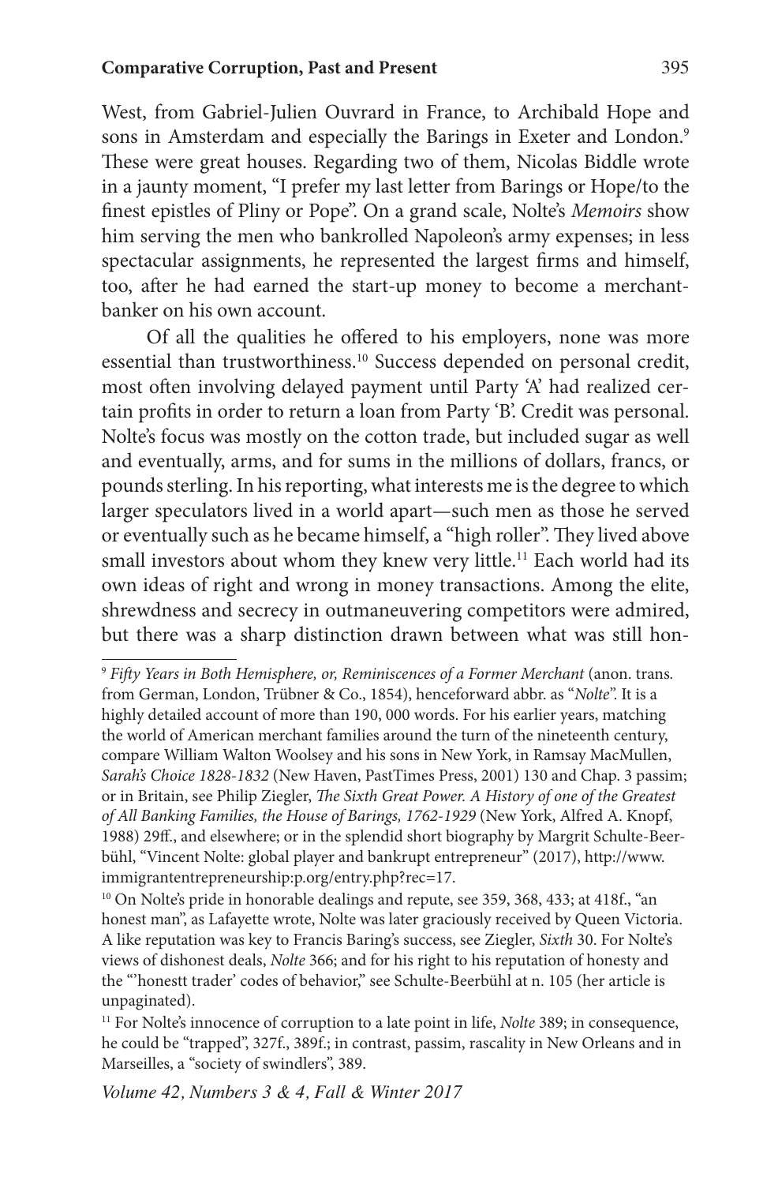West, from Gabriel-Julien Ouvrard in France, to Archibald Hope and sons in Amsterdam and especially the Barings in Exeter and London.[9] These were great houses. Regarding two of them, Nicolas Biddle wrote in a jaunty moment, "I prefer my last letter from Barings or Hope/to the finest epistles of Pliny or Pope". On a grand scale, Nolte's *Memoirs* show him serving the men who bankrolled Napoleon's army expenses; in less spectacular assignments, he represented the largest firms and himself, too, after he had earned the start-up money to become a merchant-banker on his own account.

Of all the qualities he offered to his employers, none was more essential than trustworthiness.[10] Success depended on personal credit, most often involving delayed payment until Party 'A' had realized certain profits in order to return a loan from Party 'B'. Credit was personal. Nolte's focus was mostly on the cotton trade, but included sugar as well and eventually, arms, and for sums in the millions of dollars, francs, or pounds sterling. In his reporting, what interests me is the degree to which larger speculators lived in a world apart—such men as those he served or eventually such as he became himself, a "high roller". They lived above small investors about whom they knew very little.[11] Each world had its own ideas of right and wrong in money transactions. Among the elite, shrewdness and secrecy in outmaneuvering competitors were admired, but there was a sharp distinction drawn between what was still hon-

---

[9] *Fifty Years in Both Hemisphere, or, Reminiscences of a Former Merchant* (anon. trans. from German, London, Trübner & Co., 1854), henceforward abbr. as "*Nolte*". It is a highly detailed account of more than 190, 000 words. For his earlier years, matching the world of American merchant families around the turn of the nineteenth century, compare William Walton Woolsey and his sons in New York, in Ramsay MacMullen, *Sarah's Choice 1828-1832* (New Haven, PastTimes Press, 2001) 130 and Chap. 3 passim; or in Britain, see Philip Ziegler, *The Sixth Great Power. A History of one of the Greatest of All Banking Families, the House of Barings, 1762-1929* (New York, Alfred A. Knopf, 1988) 29ff., and elsewhere; or in the splendid short biography by Margrit Schulte-Beerbühl, "Vincent Nolte: global player and bankrupt entrepreneur" (2017), http://www.immigrantentrepreneurship:p.org/entry.php?rec=17.

[10] On Nolte's pride in honorable dealings and repute, see 359, 368, 433; at 418f., "an honest man", as Lafayette wrote, Nolte was later graciously received by Queen Victoria. A like reputation was key to Francis Baring's success, see Ziegler, *Sixth* 30. For Nolte's views of dishonest deals, *Nolte* 366; and for his right to his reputation of honesty and the "'honestt trader' codes of behavior," see Schulte-Beerbühl at n. 105 (her article is unpaginated).

[11] For Nolte's innocence of corruption to a late point in life, *Nolte* 389; in consequence, he could be "trapped", 327f., 389f.; in contrast, passim, rascality in New Orleans and in Marseilles, a "society of swindlers", 389.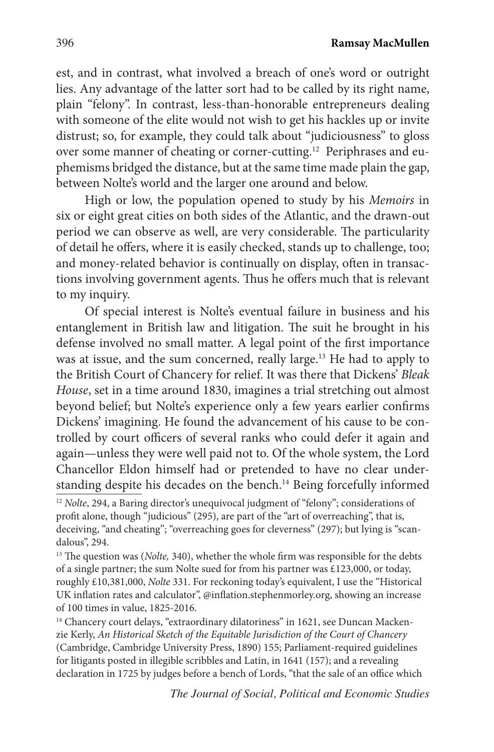est, and in contrast, what involved a breach of one's word or outright lies. Any advantage of the latter sort had to be called by its right name, plain "felony". In contrast, less-than-honorable entrepreneurs dealing with someone of the elite would not wish to get his hackles up or invite distrust; so, for example, they could talk about "judiciousness" to gloss over some manner of cheating or corner-cutting.[12] Periphrases and euphemisms bridged the distance, but at the same time made plain the gap, between Nolte's world and the larger one around and below.

High or low, the population opened to study by his *Memoirs* in six or eight great cities on both sides of the Atlantic, and the drawn-out period we can observe as well, are very considerable. The particularity of detail he offers, where it is easily checked, stands up to challenge, too; and money-related behavior is continually on display, often in transactions involving government agents. Thus he offers much that is relevant to my inquiry.

Of special interest is Nolte's eventual failure in business and his entanglement in British law and litigation. The suit he brought in his defense involved no small matter. A legal point of the first importance was at issue, and the sum concerned, really large.[13] He had to apply to the British Court of Chancery for relief. It was there that Dickens' *Bleak House*, set in a time around 1830, imagines a trial stretching out almost beyond belief; but Nolte's experience only a few years earlier confirms Dickens' imagining. He found the advancement of his cause to be controlled by court officers of several ranks who could defer it again and again—unless they were well paid not to. Of the whole system, the Lord Chancellor Eldon himself had or pretended to have no clear understanding despite his decades on the bench.[14] Being forcefully informed

[12] *Nolte*, 294, a Baring director's unequivocal judgment of "felony"; considerations of profit alone, though "judicious" (295), are part of the "art of overreaching", that is, deceiving, "and cheating"; "overreaching goes for cleverness" (297); but lying is "scandalous", 294.

[13] The question was (*Nolte,* 340), whether the whole firm was responsible for the debts of a single partner; the sum Nolte sued for from his partner was £123,000, or today, roughly £10,381,000, *Nolte* 331. For reckoning today's equivalent, I use the "Historical UK inflation rates and calculator", @inflation.stephenmorley.org, showing an increase of 100 times in value, 1825-2016.

[14] Chancery court delays, "extraordinary dilatoriness" in 1621, see Duncan Mackenzie Kerly, *An Historical Sketch of the Equitable Jurisdiction of the Court of Chancery* (Cambridge, Cambridge University Press, 1890) 155; Parliament-required guidelines for litigants posted in illegible scribbles and Latin, in 1641 (157); and a revealing declaration in 1725 by judges before a bench of Lords, "that the sale of an office which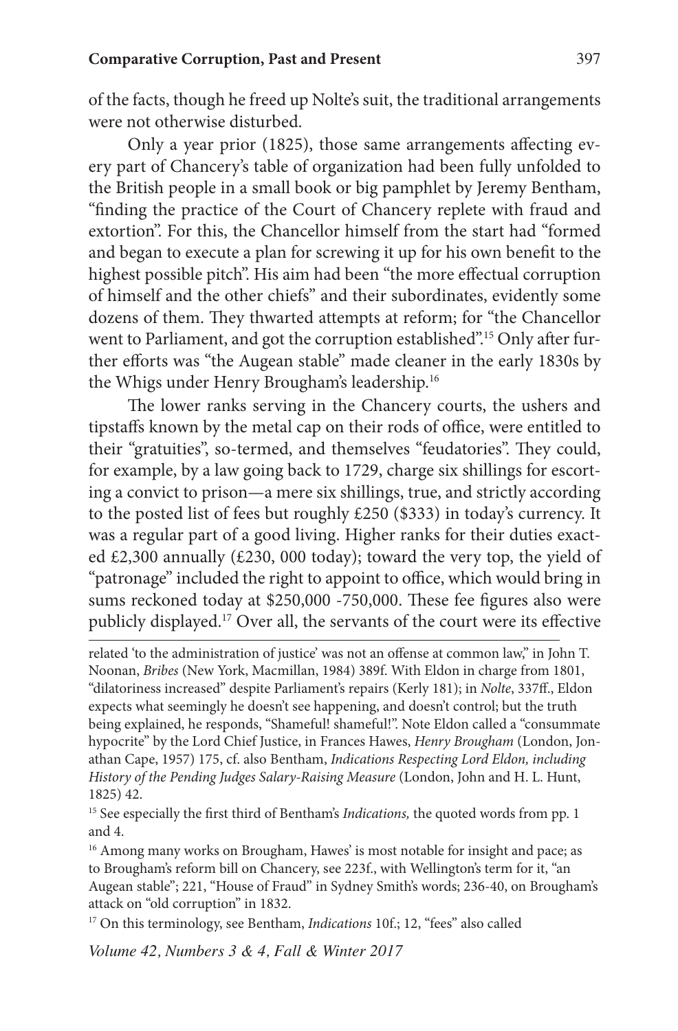of the facts, though he freed up Nolte's suit, the traditional arrangements were not otherwise disturbed.

Only a year prior (1825), those same arrangements affecting every part of Chancery's table of organization had been fully unfolded to the British people in a small book or big pamphlet by Jeremy Bentham, "finding the practice of the Court of Chancery replete with fraud and extortion". For this, the Chancellor himself from the start had "formed and began to execute a plan for screwing it up for his own benefit to the highest possible pitch". His aim had been "the more effectual corruption of himself and the other chiefs" and their subordinates, evidently some dozens of them. They thwarted attempts at reform; for "the Chancellor went to Parliament, and got the corruption established".[15] Only after further efforts was "the Augean stable" made cleaner in the early 1830s by the Whigs under Henry Brougham's leadership.[16]

The lower ranks serving in the Chancery courts, the ushers and tipstaffs known by the metal cap on their rods of office, were entitled to their "gratuities", so-termed, and themselves "feudatories". They could, for example, by a law going back to 1729, charge six shillings for escorting a convict to prison—a mere six shillings, true, and strictly according to the posted list of fees but roughly £250 ($333) in today's currency. It was a regular part of a good living. Higher ranks for their duties exacted £2,300 annually (£230, 000 today); toward the very top, the yield of "patronage" included the right to appoint to office, which would bring in sums reckoned today at $250,000 -750,000. These fee figures also were publicly displayed.[17] Over all, the servants of the court were its effective

---

related 'to the administration of justice' was not an offense at common law," in John T. Noonan, *Bribes* (New York, Macmillan, 1984) 389f. With Eldon in charge from 1801, "dilatoriness increased" despite Parliament's repairs (Kerly 181); in *Nolte*, 337ff., Eldon expects what seemingly he doesn't see happening, and doesn't control; but the truth being explained, he responds, "Shameful! shameful!". Note Eldon called a "consummate hypocrite" by the Lord Chief Justice, in Frances Hawes, *Henry Brougham* (London, Jonathan Cape, 1957) 175, cf. also Bentham, *Indications Respecting Lord Eldon, including History of the Pending Judges Salary-Raising Measure* (London, John and H. L. Hunt, 1825) 42.

[15] See especially the first third of Bentham's *Indications,* the quoted words from pp. 1 and 4.

[16] Among many works on Brougham, Hawes' is most notable for insight and pace; as to Brougham's reform bill on Chancery, see 223f., with Wellington's term for it, "an Augean stable"; 221, "House of Fraud" in Sydney Smith's words; 236-40, on Brougham's attack on "old corruption" in 1832.

[17] On this terminology, see Bentham, *Indications* 10f.; 12, "fees" also called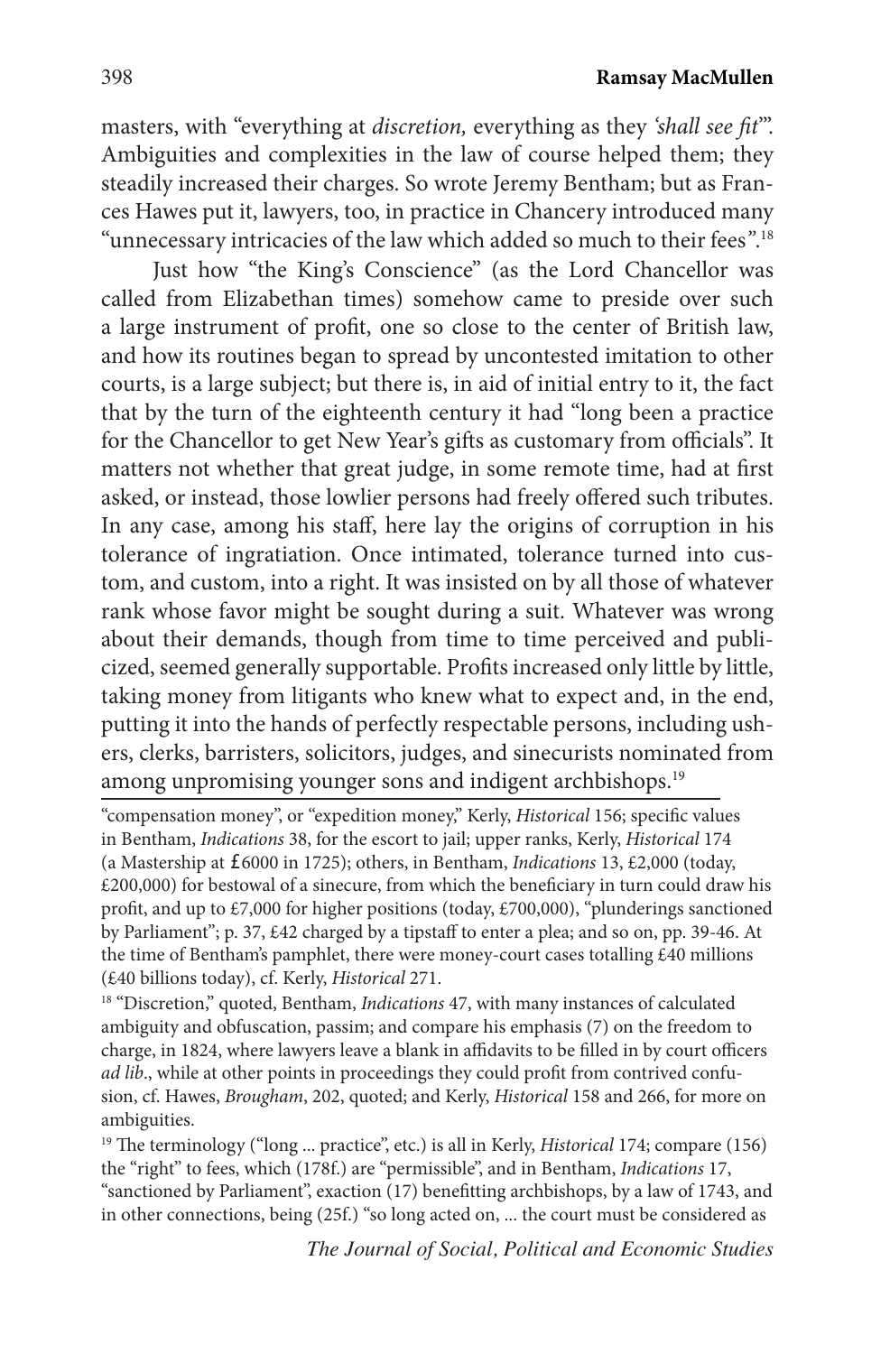masters, with "everything at *discretion,* everything as they *'shall see fit'*". Ambiguities and complexities in the law of course helped them; they steadily increased their charges. So wrote Jeremy Bentham; but as Frances Hawes put it, lawyers, too, in practice in Chancery introduced many "unnecessary intricacies of the law which added so much to their fees".[18]

Just how "the King's Conscience" (as the Lord Chancellor was called from Elizabethan times) somehow came to preside over such a large instrument of profit, one so close to the center of British law, and how its routines began to spread by uncontested imitation to other courts, is a large subject; but there is, in aid of initial entry to it, the fact that by the turn of the eighteenth century it had "long been a practice for the Chancellor to get New Year's gifts as customary from officials". It matters not whether that great judge, in some remote time, had at first asked, or instead, those lowlier persons had freely offered such tributes. In any case, among his staff, here lay the origins of corruption in his tolerance of ingratiation. Once intimated, tolerance turned into custom, and custom, into a right. It was insisted on by all those of whatever rank whose favor might be sought during a suit. Whatever was wrong about their demands, though from time to time perceived and publicized, seemed generally supportable. Profits increased only little by little, taking money from litigants who knew what to expect and, in the end, putting it into the hands of perfectly respectable persons, including ushers, clerks, barristers, solicitors, judges, and sinecurists nominated from among unpromising younger sons and indigent archbishops.[19]

---

"compensation money", or "expedition money," Kerly, *Historical* 156; specific values in Bentham, *Indications* 38, for the escort to jail; upper ranks, Kerly, *Historical* 174 (a Mastership at £6000 in 1725); others, in Bentham, *Indications* 13, £2,000 (today, £200,000) for bestowal of a sinecure, from which the beneficiary in turn could draw his profit, and up to £7,000 for higher positions (today, £700,000), "plunderings sanctioned by Parliament"; p. 37, £42 charged by a tipstaff to enter a plea; and so on, pp. 39-46. At the time of Bentham's pamphlet, there were money-court cases totalling £40 millions (£40 billions today), cf. Kerly, *Historical* 271.

[18] "Discretion," quoted, Bentham, *Indications* 47, with many instances of calculated ambiguity and obfuscation, passim; and compare his emphasis (7) on the freedom to charge, in 1824, where lawyers leave a blank in affidavits to be filled in by court officers *ad lib*., while at other points in proceedings they could profit from contrived confusion, cf. Hawes, *Brougham*, 202, quoted; and Kerly, *Historical* 158 and 266, for more on ambiguities.

[19] The terminology ("long ... practice", etc.) is all in Kerly, *Historical* 174; compare (156) the "right" to fees, which (178f.) are "permissible", and in Bentham, *Indications* 17, "sanctioned by Parliament", exaction (17) benefitting archbishops, by a law of 1743, and in other connections, being (25f.) "so long acted on, ... the court must be considered as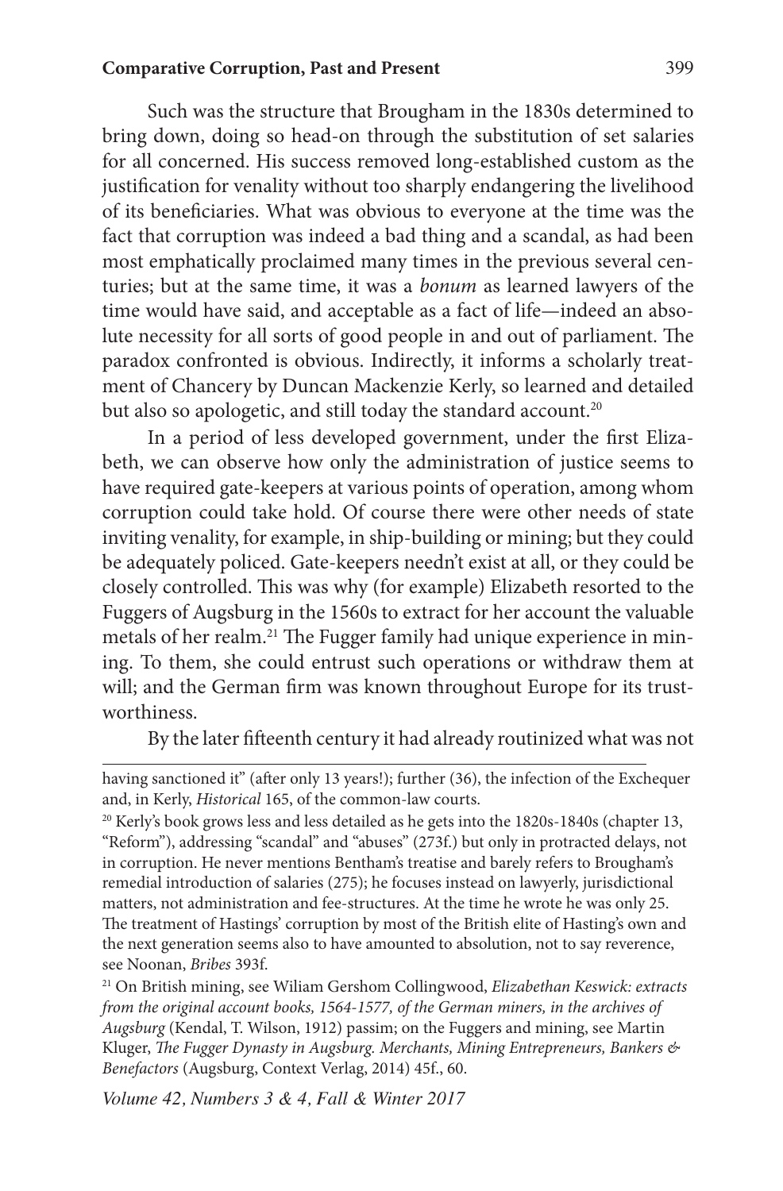Such was the structure that Brougham in the 1830s determined to bring down, doing so head-on through the substitution of set salaries for all concerned. His success removed long-established custom as the justification for venality without too sharply endangering the livelihood of its beneficiaries. What was obvious to everyone at the time was the fact that corruption was indeed a bad thing and a scandal, as had been most emphatically proclaimed many times in the previous several centuries; but at the same time, it was a *bonum* as learned lawyers of the time would have said, and acceptable as a fact of life—indeed an absolute necessity for all sorts of good people in and out of parliament. The paradox confronted is obvious. Indirectly, it informs a scholarly treatment of Chancery by Duncan Mackenzie Kerly, so learned and detailed but also so apologetic, and still today the standard account.[20]

In a period of less developed government, under the first Elizabeth, we can observe how only the administration of justice seems to have required gate-keepers at various points of operation, among whom corruption could take hold. Of course there were other needs of state inviting venality, for example, in ship-building or mining; but they could be adequately policed. Gate-keepers needn't exist at all, or they could be closely controlled. This was why (for example) Elizabeth resorted to the Fuggers of Augsburg in the 1560s to extract for her account the valuable metals of her realm.[21] The Fugger family had unique experience in mining. To them, she could entrust such operations or withdraw them at will; and the German firm was known throughout Europe for its trustworthiness.

By the later fifteenth century it had already routinized what was not

---

having sanctioned it" (after only 13 years!); further (36), the infection of the Exchequer and, in Kerly, *Historical* 165, of the common-law courts.

[20] Kerly's book grows less and less detailed as he gets into the 1820s-1840s (chapter 13, "Reform"), addressing "scandal" and "abuses" (273f.) but only in protracted delays, not in corruption. He never mentions Bentham's treatise and barely refers to Brougham's remedial introduction of salaries (275); he focuses instead on lawyerly, jurisdictional matters, not administration and fee-structures. At the time he wrote he was only 25. The treatment of Hastings' corruption by most of the British elite of Hasting's own and the next generation seems also to have amounted to absolution, not to say reverence, see Noonan, *Bribes* 393f.

[21] On British mining, see Wiliam Gershom Collingwood, *Elizabethan Keswick: extracts from the original account books, 1564-1577, of the German miners, in the archives of Augsburg* (Kendal, T. Wilson, 1912) passim; on the Fuggers and mining, see Martin Kluger, *The Fugger Dynasty in Augsburg. Merchants, Mining Entrepreneurs, Bankers & Benefactors* (Augsburg, Context Verlag, 2014) 45f., 60.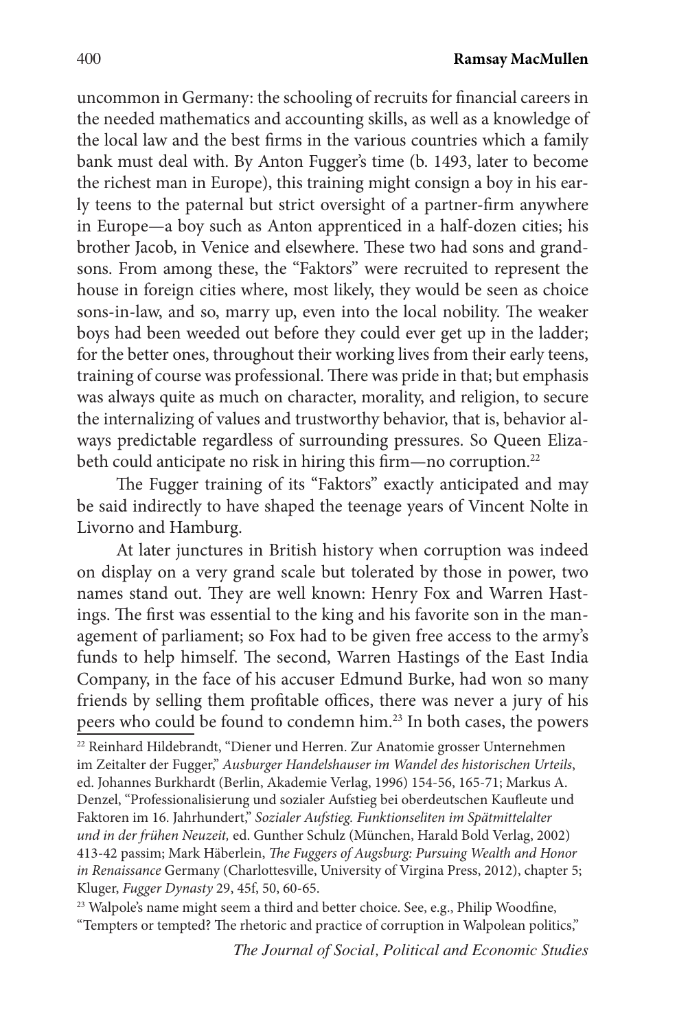uncommon in Germany: the schooling of recruits for financial careers in the needed mathematics and accounting skills, as well as a knowledge of the local law and the best firms in the various countries which a family bank must deal with. By Anton Fugger's time (b. 1493, later to become the richest man in Europe), this training might consign a boy in his early teens to the paternal but strict oversight of a partner-firm anywhere in Europe—a boy such as Anton apprenticed in a half-dozen cities; his brother Jacob, in Venice and elsewhere. These two had sons and grandsons. From among these, the "Faktors" were recruited to represent the house in foreign cities where, most likely, they would be seen as choice sons-in-law, and so, marry up, even into the local nobility. The weaker boys had been weeded out before they could ever get up in the ladder; for the better ones, throughout their working lives from their early teens, training of course was professional. There was pride in that; but emphasis was always quite as much on character, morality, and religion, to secure the internalizing of values and trustworthy behavior, that is, behavior always predictable regardless of surrounding pressures. So Queen Elizabeth could anticipate no risk in hiring this firm—no corruption.[22]

The Fugger training of its "Faktors" exactly anticipated and may be said indirectly to have shaped the teenage years of Vincent Nolte in Livorno and Hamburg.

At later junctures in British history when corruption was indeed on display on a very grand scale but tolerated by those in power, two names stand out. They are well known: Henry Fox and Warren Hastings. The first was essential to the king and his favorite son in the management of parliament; so Fox had to be given free access to the army's funds to help himself. The second, Warren Hastings of the East India Company, in the face of his accuser Edmund Burke, had won so many friends by selling them profitable offices, there was never a jury of his peers who could be found to condemn him.[23] In both cases, the powers

---

[22] Reinhard Hildebrandt, "Diener und Herren. Zur Anatomie grosser Unternehmen im Zeitalter der Fugger," *Ausburger Handelshauser im Wandel des historischen Urteils*, ed. Johannes Burkhardt (Berlin, Akademie Verlag, 1996) 154-56, 165-71; Markus A. Denzel, "Professionalisierung und sozialer Aufstieg bei oberdeutschen Kaufleute und Faktoren im 16. Jahrhundert," *Sozialer Aufstieg. Funktionseliten im Spätmittelalter und in der frühen Neuzeit,* ed. Gunther Schulz (München, Harald Bold Verlag, 2002) 413-42 passim; Mark Häberlein, *The Fuggers of Augsburg: Pursuing Wealth and Honor in Renaissance* Germany (Charlottesville, University of Virgina Press, 2012), chapter 5; Kluger, *Fugger Dynasty* 29, 45f, 50, 60-65.

[23] Walpole's name might seem a third and better choice. See, e.g., Philip Woodfine, "Tempters or tempted? The rhetoric and practice of corruption in Walpolean politics,"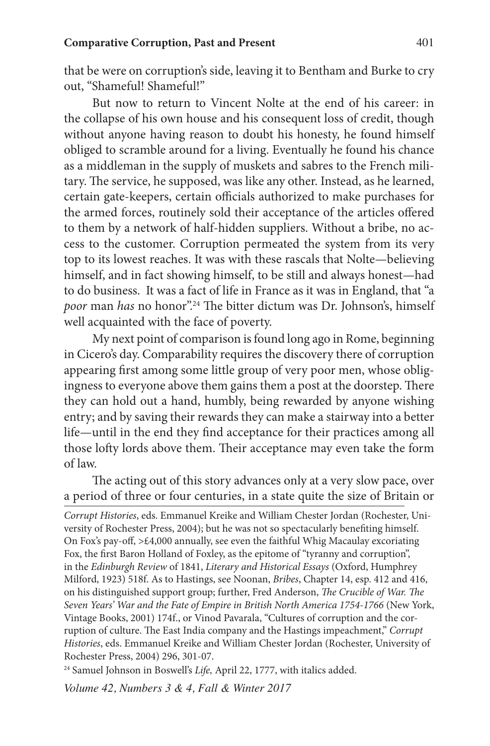that be were on corruption's side, leaving it to Bentham and Burke to cry out, "Shameful! Shameful!"

But now to return to Vincent Nolte at the end of his career: in the collapse of his own house and his consequent loss of credit, though without anyone having reason to doubt his honesty, he found himself obliged to scramble around for a living. Eventually he found his chance as a middleman in the supply of muskets and sabres to the French military. The service, he supposed, was like any other. Instead, as he learned, certain gate-keepers, certain officials authorized to make purchases for the armed forces, routinely sold their acceptance of the articles offered to them by a network of half-hidden suppliers. Without a bribe, no access to the customer. Corruption permeated the system from its very top to its lowest reaches. It was with these rascals that Nolte—believing himself, and in fact showing himself, to be still and always honest—had to do business. It was a fact of life in France as it was in England, that "a *poor* man *has* no honor".[24] The bitter dictum was Dr. Johnson's, himself well acquainted with the face of poverty.

My next point of comparison is found long ago in Rome, beginning in Cicero's day. Comparability requires the discovery there of corruption appearing first among some little group of very poor men, whose obligingness to everyone above them gains them a post at the doorstep. There they can hold out a hand, humbly, being rewarded by anyone wishing entry; and by saving their rewards they can make a stairway into a better life—until in the end they find acceptance for their practices among all those lofty lords above them. Their acceptance may even take the form of law.

The acting out of this story advances only at a very slow pace, over a period of three or four centuries, in a state quite the size of Britain or

*Corrupt Histories*, eds. Emmanuel Kreike and William Chester Jordan (Rochester, University of Rochester Press, 2004); but he was not so spectacularly benefiting himself. On Fox's pay-off, >£4,000 annually, see even the faithful Whig Macaulay excoriating Fox, the first Baron Holland of Foxley, as the epitome of "tyranny and corruption", in the *Edinburgh Review* of 1841, *Literary and Historical Essays* (Oxford, Humphrey Milford, 1923) 518f. As to Hastings, see Noonan, *Bribes*, Chapter 14, esp. 412 and 416, on his distinguished support group; further, Fred Anderson, *The Crucible of War. The Seven Years' War and the Fate of Empire in British North America 1754-1766* (New York, Vintage Books, 2001) 174f., or Vinod Pavarala, "Cultures of corruption and the corruption of culture. The East India company and the Hastings impeachment," *Corrupt Histories*, eds. Emmanuel Kreike and William Chester Jordan (Rochester, University of Rochester Press, 2004) 296, 301-07.

[24] Samuel Johnson in Boswell's *Life,* April 22, 1777, with italics added.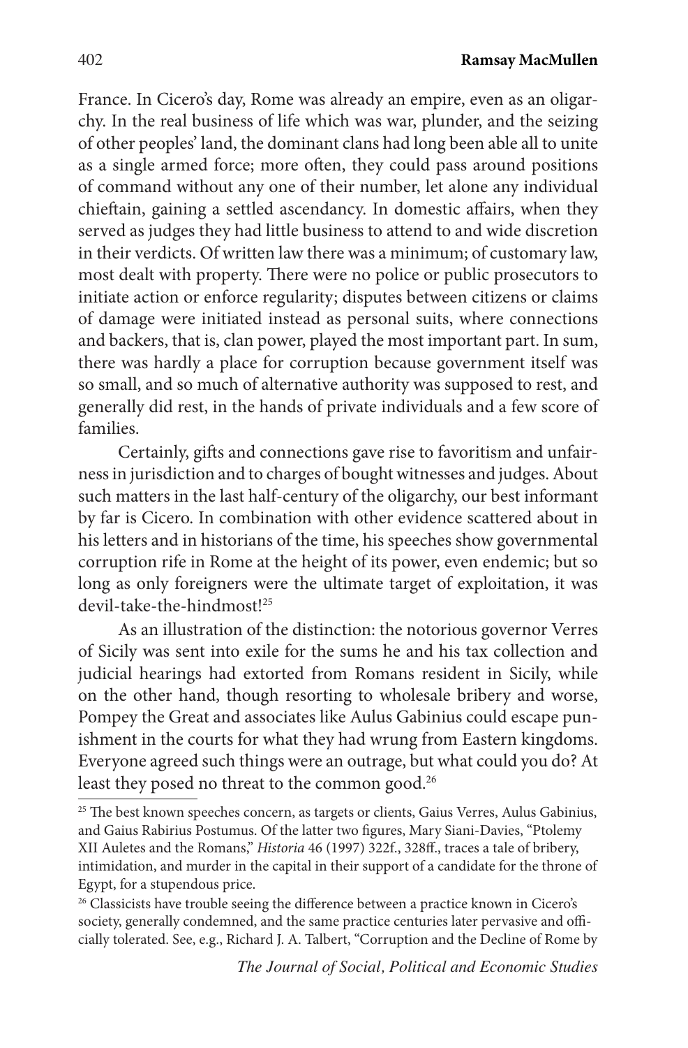France. In Cicero's day, Rome was already an empire, even as an oligarchy. In the real business of life which was war, plunder, and the seizing of other peoples' land, the dominant clans had long been able all to unite as a single armed force; more often, they could pass around positions of command without any one of their number, let alone any individual chieftain, gaining a settled ascendancy. In domestic affairs, when they served as judges they had little business to attend to and wide discretion in their verdicts. Of written law there was a minimum; of customary law, most dealt with property. There were no police or public prosecutors to initiate action or enforce regularity; disputes between citizens or claims of damage were initiated instead as personal suits, where connections and backers, that is, clan power, played the most important part. In sum, there was hardly a place for corruption because government itself was so small, and so much of alternative authority was supposed to rest, and generally did rest, in the hands of private individuals and a few score of families.

Certainly, gifts and connections gave rise to favoritism and unfairness in jurisdiction and to charges of bought witnesses and judges. About such matters in the last half-century of the oligarchy, our best informant by far is Cicero. In combination with other evidence scattered about in his letters and in historians of the time, his speeches show governmental corruption rife in Rome at the height of its power, even endemic; but so long as only foreigners were the ultimate target of exploitation, it was devil-take-the-hindmost![25]

As an illustration of the distinction: the notorious governor Verres of Sicily was sent into exile for the sums he and his tax collection and judicial hearings had extorted from Romans resident in Sicily, while on the other hand, though resorting to wholesale bribery and worse, Pompey the Great and associates like Aulus Gabinius could escape punishment in the courts for what they had wrung from Eastern kingdoms. Everyone agreed such things were an outrage, but what could you do? At least they posed no threat to the common good.[26]

---

[25] The best known speeches concern, as targets or clients, Gaius Verres, Aulus Gabinius, and Gaius Rabirius Postumus. Of the latter two figures, Mary Siani-Davies, "Ptolemy XII Auletes and the Romans," *Historia* 46 (1997) 322f., 328ff., traces a tale of bribery, intimidation, and murder in the capital in their support of a candidate for the throne of Egypt, for a stupendous price.

[26] Classicists have trouble seeing the difference between a practice known in Cicero's society, generally condemned, and the same practice centuries later pervasive and officially tolerated. See, e.g., Richard J. A. Talbert, "Corruption and the Decline of Rome by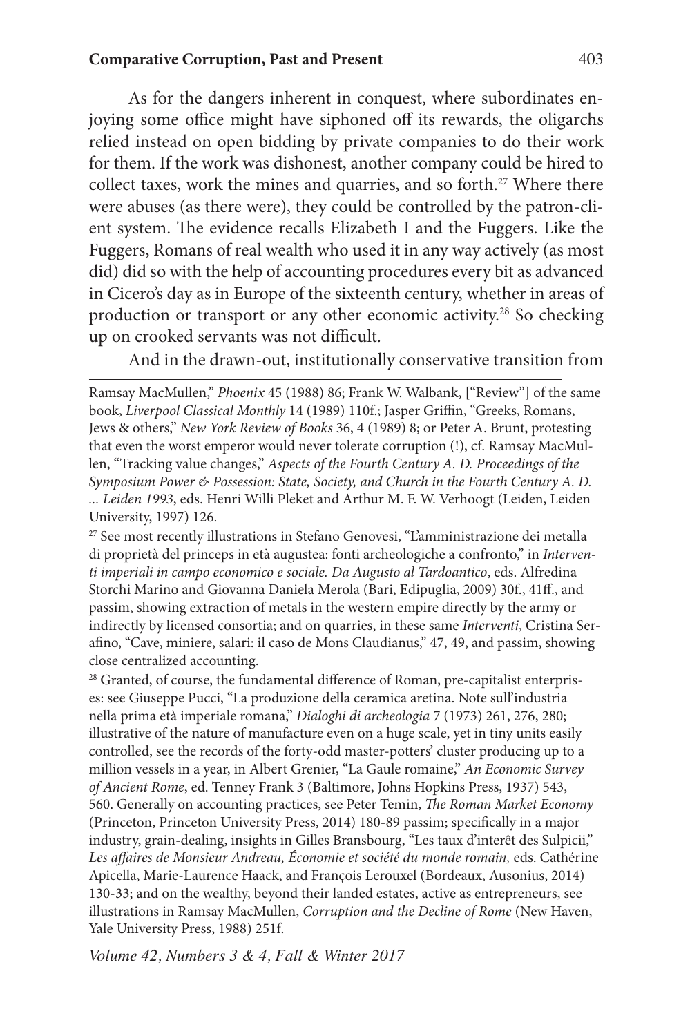As for the dangers inherent in conquest, where subordinates enjoying some office might have siphoned off its rewards, the oligarchs relied instead on open bidding by private companies to do their work for them. If the work was dishonest, another company could be hired to collect taxes, work the mines and quarries, and so forth.[27] Where there were abuses (as there were), they could be controlled by the patron-client system. The evidence recalls Elizabeth I and the Fuggers. Like the Fuggers, Romans of real wealth who used it in any way actively (as most did) did so with the help of accounting procedures every bit as advanced in Cicero's day as in Europe of the sixteenth century, whether in areas of production or transport or any other economic activity.[28] So checking up on crooked servants was not difficult.

And in the drawn-out, institutionally conservative transition from

---

Ramsay MacMullen," *Phoenix* 45 (1988) 86; Frank W. Walbank, ["Review"] of the same book, *Liverpool Classical Monthly* 14 (1989) 110f.; Jasper Griffin, "Greeks, Romans, Jews & others," *New York Review of Books* 36, 4 (1989) 8; or Peter A. Brunt, protesting that even the worst emperor would never tolerate corruption (!), cf. Ramsay MacMullen, "Tracking value changes," *Aspects of the Fourth Century A. D. Proceedings of the Symposium Power & Possession: State, Society, and Church in the Fourth Century A. D. ... Leiden 1993*, eds. Henri Willi Pleket and Arthur M. F. W. Verhoogt (Leiden, Leiden University, 1997) 126.

[27] See most recently illustrations in Stefano Genovesi, "L'amministrazione dei metalla di proprietà del princeps in età augustea: fonti archeologiche a confronto," in *Interventi imperiali in campo economico e sociale. Da Augusto al Tardoantico*, eds. Alfredina Storchi Marino and Giovanna Daniela Merola (Bari, Edipuglia, 2009) 30f., 41ff., and passim, showing extraction of metals in the western empire directly by the army or indirectly by licensed consortia; and on quarries, in these same *Interventi*, Cristina Serafino, "Cave, miniere, salari: il caso de Mons Claudianus," 47, 49, and passim, showing close centralized accounting.

[28] Granted, of course, the fundamental difference of Roman, pre-capitalist enterprises: see Giuseppe Pucci, "La produzione della ceramica aretina. Note sull'industria nella prima età imperiale romana," *Dialoghi di archeologia* 7 (1973) 261, 276, 280; illustrative of the nature of manufacture even on a huge scale, yet in tiny units easily controlled, see the records of the forty-odd master-potters' cluster producing up to a million vessels in a year, in Albert Grenier, "La Gaule romaine," *An Economic Survey of Ancient Rome*, ed. Tenney Frank 3 (Baltimore, Johns Hopkins Press, 1937) 543, 560. Generally on accounting practices, see Peter Temin, *The Roman Market Economy* (Princeton, Princeton University Press, 2014) 180-89 passim; specifically in a major industry, grain-dealing, insights in Gilles Bransbourg, "Les taux d'interêt des Sulpicii," *Les affaires de Monsieur Andreau, Économie et société du monde romain,* eds. Cathérine Apicella, Marie-Laurence Haack, and François Lerouxel (Bordeaux, Ausonius, 2014) 130-33; and on the wealthy, beyond their landed estates, active as entrepreneurs, see illustrations in Ramsay MacMullen, *Corruption and the Decline of Rome* (New Haven, Yale University Press, 1988) 251f.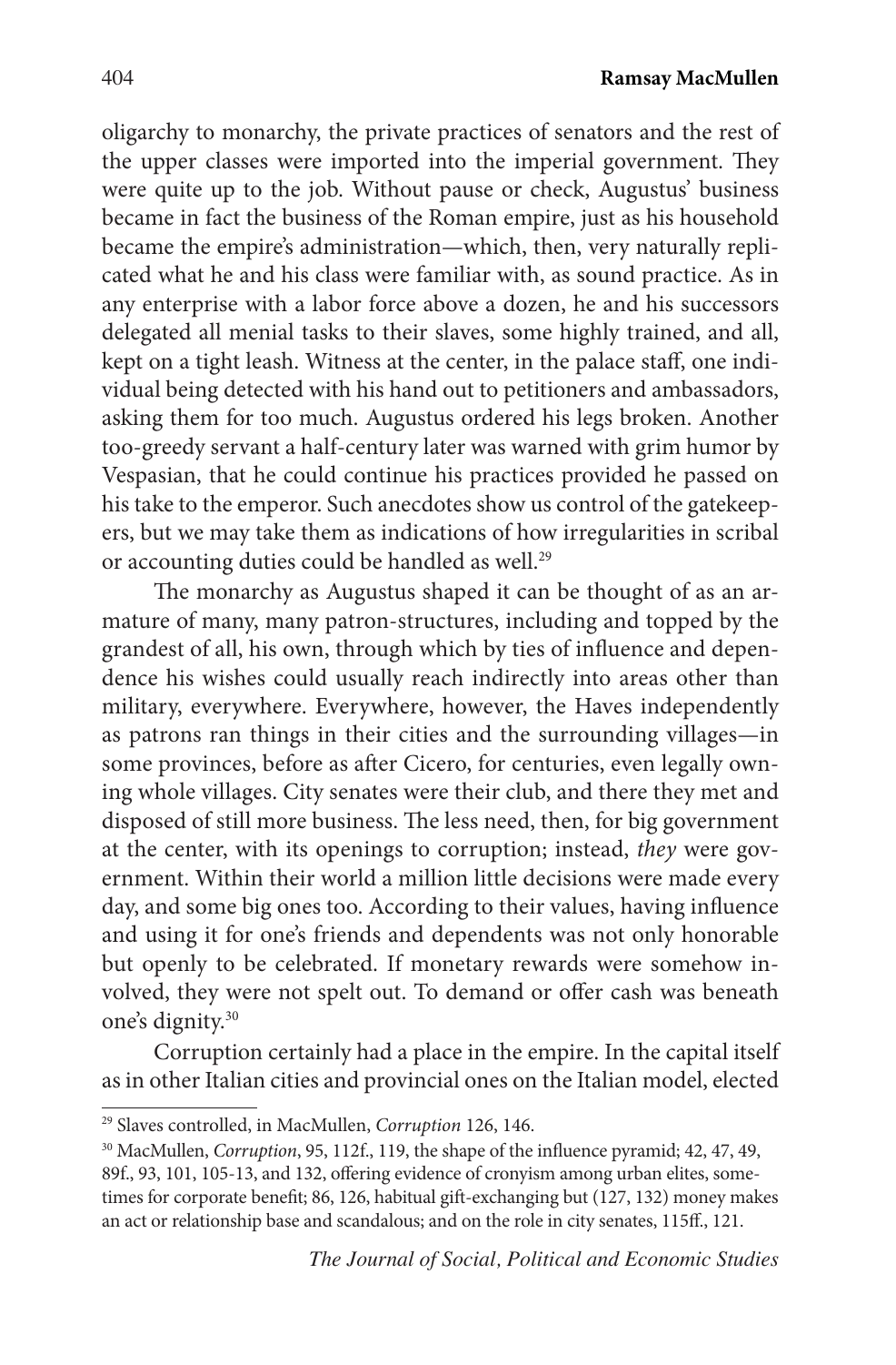oligarchy to monarchy, the private practices of senators and the rest of the upper classes were imported into the imperial government. They were quite up to the job. Without pause or check, Augustus' business became in fact the business of the Roman empire, just as his household became the empire's administration—which, then, very naturally replicated what he and his class were familiar with, as sound practice. As in any enterprise with a labor force above a dozen, he and his successors delegated all menial tasks to their slaves, some highly trained, and all, kept on a tight leash. Witness at the center, in the palace staff, one individual being detected with his hand out to petitioners and ambassadors, asking them for too much. Augustus ordered his legs broken. Another too-greedy servant a half-century later was warned with grim humor by Vespasian, that he could continue his practices provided he passed on his take to the emperor. Such anecdotes show us control of the gatekeepers, but we may take them as indications of how irregularities in scribal or accounting duties could be handled as well.[29]

The monarchy as Augustus shaped it can be thought of as an armature of many, many patron-structures, including and topped by the grandest of all, his own, through which by ties of influence and dependence his wishes could usually reach indirectly into areas other than military, everywhere. Everywhere, however, the Haves independently as patrons ran things in their cities and the surrounding villages—in some provinces, before as after Cicero, for centuries, even legally owning whole villages. City senates were their club, and there they met and disposed of still more business. The less need, then, for big government at the center, with its openings to corruption; instead, *they* were government. Within their world a million little decisions were made every day, and some big ones too. According to their values, having influence and using it for one's friends and dependents was not only honorable but openly to be celebrated. If monetary rewards were somehow involved, they were not spelt out. To demand or offer cash was beneath one's dignity.[30]

Corruption certainly had a place in the empire. In the capital itself as in other Italian cities and provincial ones on the Italian model, elected

---

[29] Slaves controlled, in MacMullen, *Corruption* 126, 146.

[30] MacMullen, *Corruption*, 95, 112f., 119, the shape of the influence pyramid; 42, 47, 49, 89f., 93, 101, 105-13, and 132, offering evidence of cronyism among urban elites, sometimes for corporate benefit; 86, 126, habitual gift-exchanging but (127, 132) money makes an act or relationship base and scandalous; and on the role in city senates, 115ff., 121.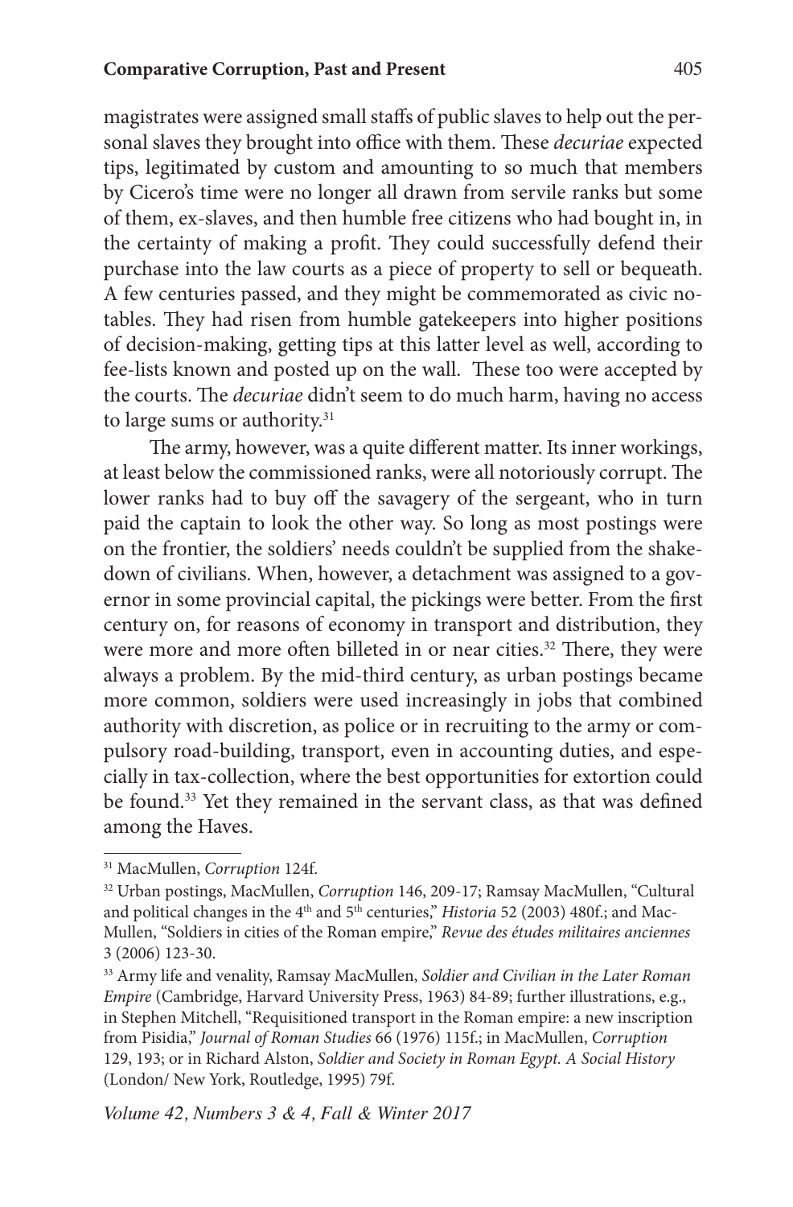magistrates were assigned small staffs of public slaves to help out the personal slaves they brought into office with them. These *decuriae* expected tips, legitimated by custom and amounting to so much that members by Cicero's time were no longer all drawn from servile ranks but some of them, ex-slaves, and then humble free citizens who had bought in, in the certainty of making a profit. They could successfully defend their purchase into the law courts as a piece of property to sell or bequeath. A few centuries passed, and they might be commemorated as civic notables. They had risen from humble gatekeepers into higher positions of decision-making, getting tips at this latter level as well, according to fee-lists known and posted up on the wall. These too were accepted by the courts. The *decuriae* didn't seem to do much harm, having no access to large sums or authority.[31]

The army, however, was a quite different matter. Its inner workings, at least below the commissioned ranks, were all notoriously corrupt. The lower ranks had to buy off the savagery of the sergeant, who in turn paid the captain to look the other way. So long as most postings were on the frontier, the soldiers' needs couldn't be supplied from the shakedown of civilians. When, however, a detachment was assigned to a governor in some provincial capital, the pickings were better. From the first century on, for reasons of economy in transport and distribution, they were more and more often billeted in or near cities.[32] There, they were always a problem. By the mid-third century, as urban postings became more common, soldiers were used increasingly in jobs that combined authority with discretion, as police or in recruiting to the army or compulsory road-building, transport, even in accounting duties, and especially in tax-collection, where the best opportunities for extortion could be found.[33] Yet they remained in the servant class, as that was defined among the Haves.

---

[31] MacMullen, *Corruption* 124f.

[32] Urban postings, MacMullen, *Corruption* 146, 209-17; Ramsay MacMullen, "Cultural and political changes in the 4th and 5th centuries," *Historia* 52 (2003) 480f.; and MacMullen, "Soldiers in cities of the Roman empire," *Revue des études militaires anciennes* 3 (2006) 123-30.

[33] Army life and venality, Ramsay MacMullen, *Soldier and Civilian in the Later Roman Empire* (Cambridge, Harvard University Press, 1963) 84-89; further illustrations, e.g., in Stephen Mitchell, "Requisitioned transport in the Roman empire: a new inscription from Pisidia," *Journal of Roman Studies* 66 (1976) 115f.; in MacMullen, *Corruption* 129, 193; or in Richard Alston, *Soldier and Society in Roman Egypt. A Social History* (London/ New York, Routledge, 1995) 79f.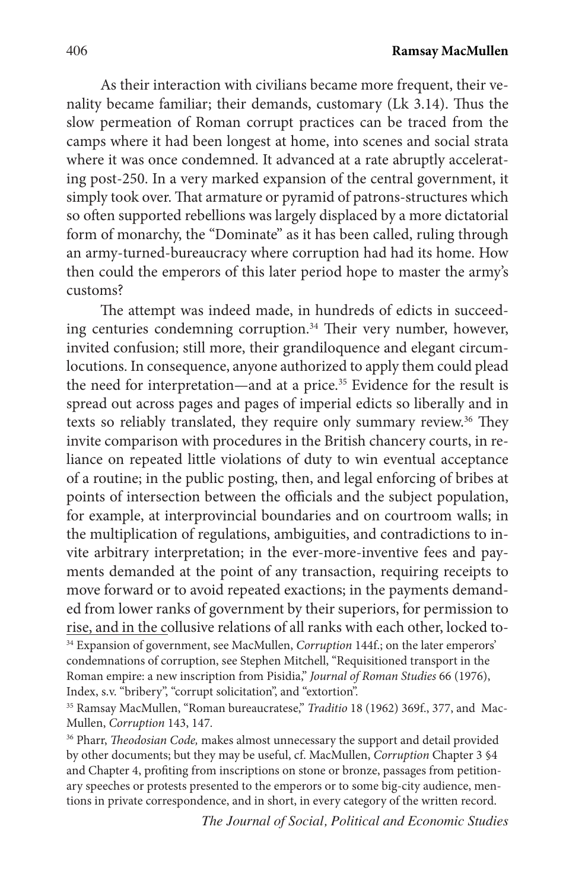As their interaction with civilians became more frequent, their venality became familiar; their demands, customary (Lk 3.14). Thus the slow permeation of Roman corrupt practices can be traced from the camps where it had been longest at home, into scenes and social strata where it was once condemned. It advanced at a rate abruptly accelerating post-250. In a very marked expansion of the central government, it simply took over. That armature or pyramid of patrons-structures which so often supported rebellions was largely displaced by a more dictatorial form of monarchy, the "Dominate" as it has been called, ruling through an army-turned-bureaucracy where corruption had had its home. How then could the emperors of this later period hope to master the army's customs?

The attempt was indeed made, in hundreds of edicts in succeeding centuries condemning corruption.[34] Their very number, however, invited confusion; still more, their grandiloquence and elegant circumlocutions. In consequence, anyone authorized to apply them could plead the need for interpretation—and at a price.[35] Evidence for the result is spread out across pages and pages of imperial edicts so liberally and in texts so reliably translated, they require only summary review.[36] They invite comparison with procedures in the British chancery courts, in reliance on repeated little violations of duty to win eventual acceptance of a routine; in the public posting, then, and legal enforcing of bribes at points of intersection between the officials and the subject population, for example, at interprovincial boundaries and on courtroom walls; in the multiplication of regulations, ambiguities, and contradictions to invite arbitrary interpretation; in the ever-more-inventive fees and payments demanded at the point of any transaction, requiring receipts to move forward or to avoid repeated exactions; in the payments demanded from lower ranks of government by their superiors, for permission to rise, and in the collusive relations of all ranks with each other, locked to-

[34] Expansion of government, see MacMullen, *Corruption* 144f.; on the later emperors' condemnations of corruption, see Stephen Mitchell, "Requisitioned transport in the Roman empire: a new inscription from Pisidia," *Journal of Roman Studies* 66 (1976), Index, s.v. "bribery", "corrupt solicitation", and "extortion".

[35] Ramsay MacMullen, "Roman bureaucratese," *Traditio* 18 (1962) 369f., 377, and MacMullen, *Corruption* 143, 147.

[36] Pharr, *Theodosian Code,* makes almost unnecessary the support and detail provided by other documents; but they may be useful, cf. MacMullen, *Corruption* Chapter 3 §4 and Chapter 4, profiting from inscriptions on stone or bronze, passages from petitionary speeches or protests presented to the emperors or to some big-city audience, mentions in private correspondence, and in short, in every category of the written record.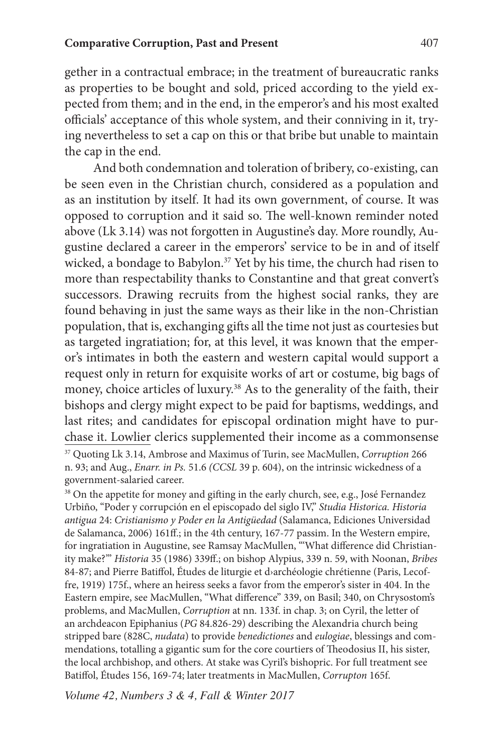gether in a contractual embrace; in the treatment of bureaucratic ranks as properties to be bought and sold, priced according to the yield expected from them; and in the end, in the emperor's and his most exalted officials' acceptance of this whole system, and their conniving in it, trying nevertheless to set a cap on this or that bribe but unable to maintain the cap in the end.

And both condemnation and toleration of bribery, co-existing, can be seen even in the Christian church, considered as a population and as an institution by itself. It had its own government, of course. It was opposed to corruption and it said so. The well-known reminder noted above (Lk 3.14) was not forgotten in Augustine's day. More roundly, Augustine declared a career in the emperors' service to be in and of itself wicked, a bondage to Babylon.[37] Yet by his time, the church had risen to more than respectability thanks to Constantine and that great convert's successors. Drawing recruits from the highest social ranks, they are found behaving in just the same ways as their like in the non-Christian population, that is, exchanging gifts all the time not just as courtesies but as targeted ingratiation; for, at this level, it was known that the emperor's intimates in both the eastern and western capital would support a request only in return for exquisite works of art or costume, big bags of money, choice articles of luxury.[38] As to the generality of the faith, their bishops and clergy might expect to be paid for baptisms, weddings, and last rites; and candidates for episcopal ordination might have to purchase it. Lowlier clerics supplemented their income as a commonsense

[37] Quoting Lk 3.14, Ambrose and Maximus of Turin, see MacMullen, *Corruption* 266 n. 93; and Aug., *Enarr. in Ps.* 51.6 *(CCSL* 39 p. 604), on the intrinsic wickedness of a government-salaried career.

[38] On the appetite for money and gifting in the early church, see, e.g., José Fernandez Urbiño, "Poder y corrupción en el episcopado del siglo IV," *Studia Historica. Historia antigua* 24: *Cristianismo y Poder en la Antigüedad* (Salamanca, Ediciones Universidad de Salamanca, 2006) 161ff.; in the 4th century, 167-77 passim. In the Western empire, for ingratiation in Augustine, see Ramsay MacMullen, "'What difference did Christianity make?'" *Historia* 35 (1986) 339ff.; on bishop Alypius, 339 n. 59, with Noonan, *Bribes* 84-87; and Pierre Batiffol, Études de liturgie et d›archéologie chrétienne (Paris, Lecoffre, 1919) 175f., where an heiress seeks a favor from the emperor's sister in 404. In the Eastern empire, see MacMullen, "What difference" 339, on Basil; 340, on Chrysostom's problems, and MacMullen, *Corruption* at nn. 133f. in chap. 3; on Cyril, the letter of an archdeacon Epiphanius (*PG* 84.826-29) describing the Alexandria church being stripped bare (828C, *nudata*) to provide *benedictiones* and *eulogiae*, blessings and commendations, totalling a gigantic sum for the core courtiers of Theodosius II, his sister, the local archbishop, and others. At stake was Cyril's bishopric. For full treatment see Batiffol, Études 156, 169-74; later treatments in MacMullen, *Corrupton* 165f.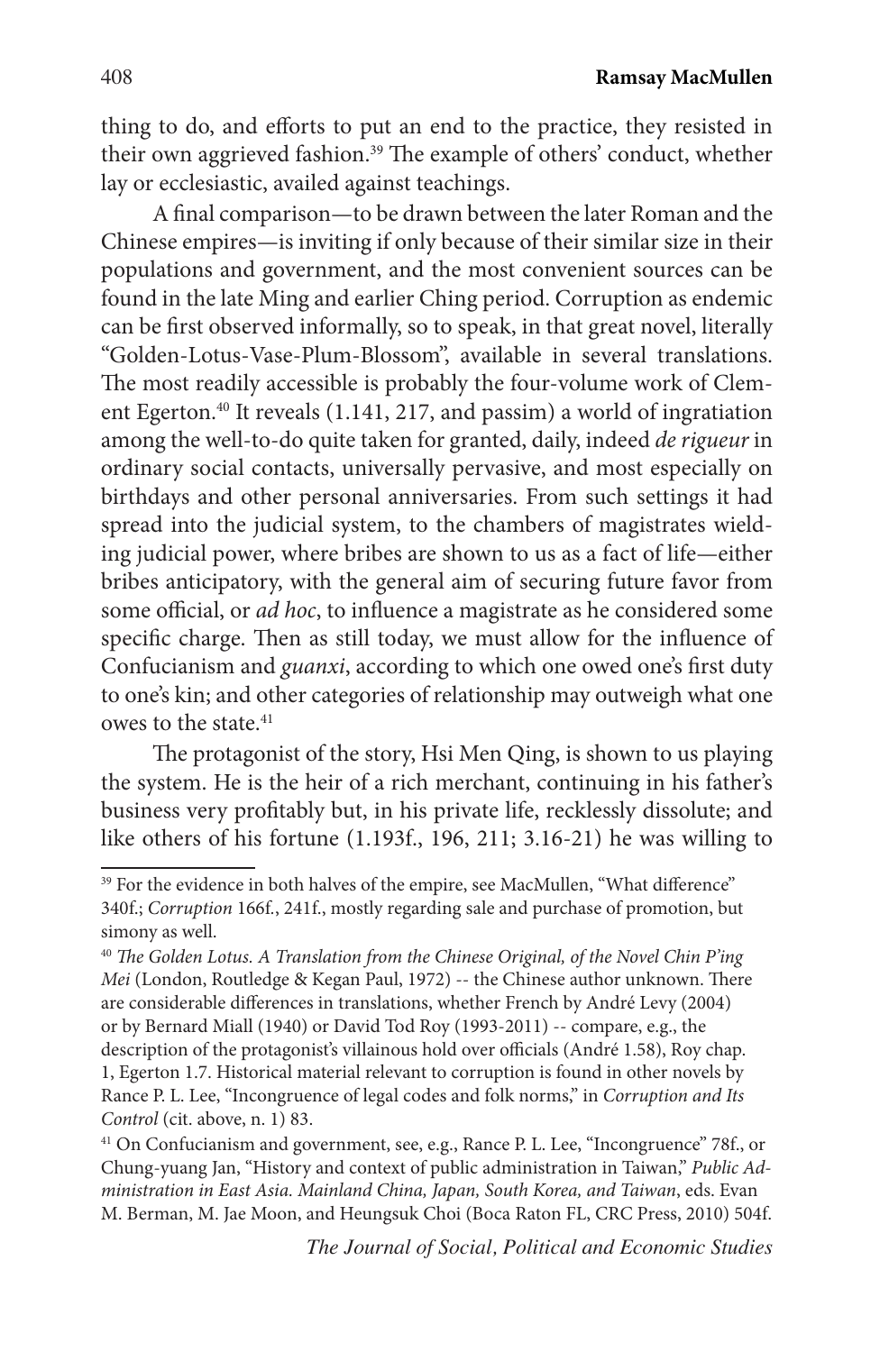thing to do, and efforts to put an end to the practice, they resisted in their own aggrieved fashion.[39] The example of others' conduct, whether lay or ecclesiastic, availed against teachings.

A final comparison—to be drawn between the later Roman and the Chinese empires—is inviting if only because of their similar size in their populations and government, and the most convenient sources can be found in the late Ming and earlier Ching period. Corruption as endemic can be first observed informally, so to speak, in that great novel, literally "Golden-Lotus-Vase-Plum-Blossom", available in several translations. The most readily accessible is probably the four-volume work of Clement Egerton.[40] It reveals (1.141, 217, and passim) a world of ingratiation among the well-to-do quite taken for granted, daily, indeed *de rigueur* in ordinary social contacts, universally pervasive, and most especially on birthdays and other personal anniversaries. From such settings it had spread into the judicial system, to the chambers of magistrates wielding judicial power, where bribes are shown to us as a fact of life—either bribes anticipatory, with the general aim of securing future favor from some official, or *ad hoc*, to influence a magistrate as he considered some specific charge. Then as still today, we must allow for the influence of Confucianism and *guanxi*, according to which one owed one's first duty to one's kin; and other categories of relationship may outweigh what one owes to the state.[41]

The protagonist of the story, Hsi Men Qing, is shown to us playing the system. He is the heir of a rich merchant, continuing in his father's business very profitably but, in his private life, recklessly dissolute; and like others of his fortune (1.193f., 196, 211; 3.16-21) he was willing to

---

[39] For the evidence in both halves of the empire, see MacMullen, "What difference" 340f.; *Corruption* 166f., 241f., mostly regarding sale and purchase of promotion, but simony as well.

[40] *The Golden Lotus. A Translation from the Chinese Original, of the Novel Chin P'ing Mei* (London, Routledge & Kegan Paul, 1972) -- the Chinese author unknown. There are considerable differences in translations, whether French by André Levy (2004) or by Bernard Miall (1940) or David Tod Roy (1993-2011) -- compare, e.g., the description of the protagonist's villainous hold over officials (André 1.58), Roy chap. 1, Egerton 1.7. Historical material relevant to corruption is found in other novels by Rance P. L. Lee, "Incongruence of legal codes and folk norms," in *Corruption and Its Control* (cit. above, n. 1) 83.

[41] On Confucianism and government, see, e.g., Rance P. L. Lee, "Incongruence" 78f., or Chung-yuang Jan, "History and context of public administration in Taiwan," *Public Administration in East Asia. Mainland China, Japan, South Korea, and Taiwan*, eds. Evan M. Berman, M. Jae Moon, and Heungsuk Choi (Boca Raton FL, CRC Press, 2010) 504f.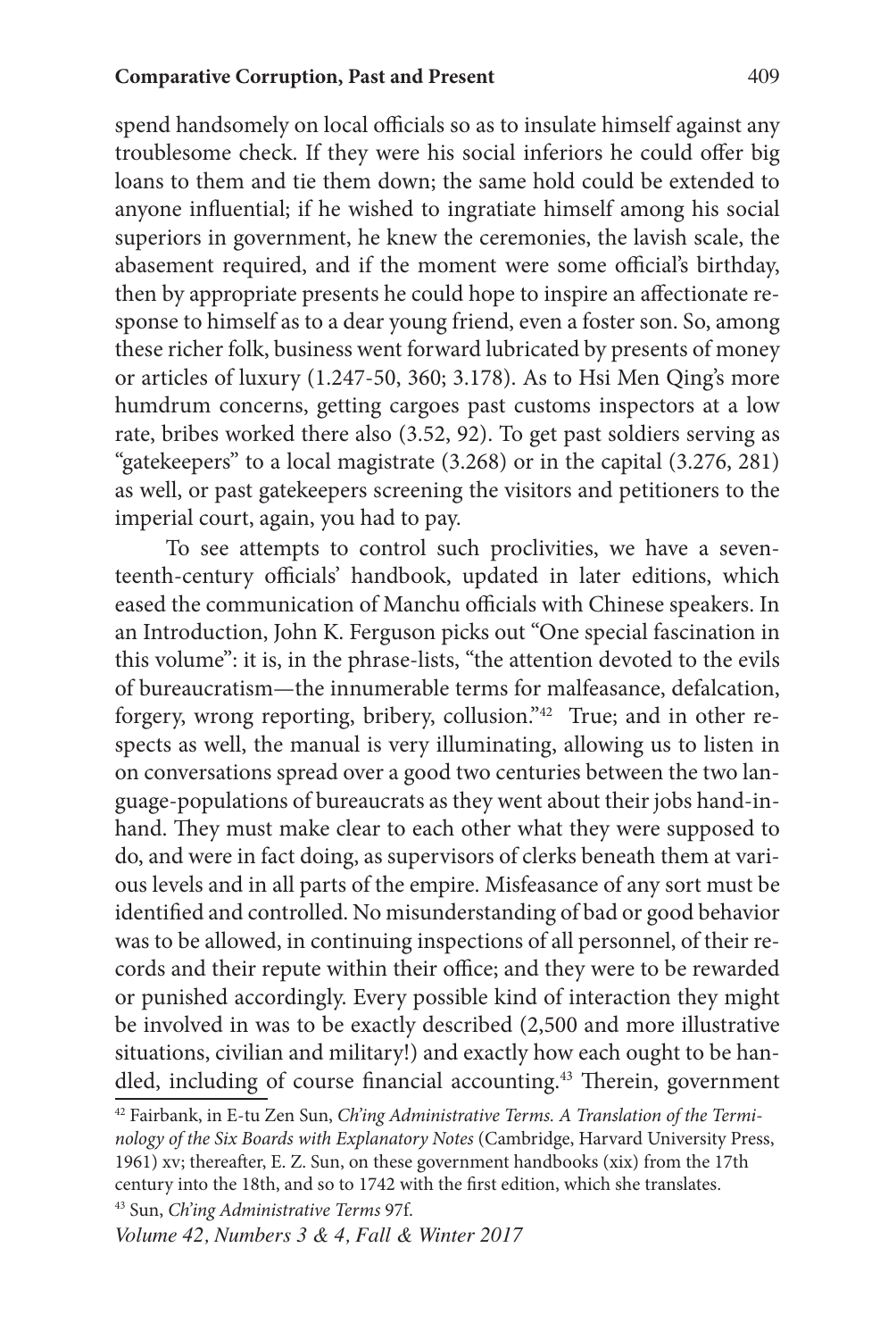spend handsomely on local officials so as to insulate himself against any troublesome check. If they were his social inferiors he could offer big loans to them and tie them down; the same hold could be extended to anyone influential; if he wished to ingratiate himself among his social superiors in government, he knew the ceremonies, the lavish scale, the abasement required, and if the moment were some official's birthday, then by appropriate presents he could hope to inspire an affectionate response to himself as to a dear young friend, even a foster son. So, among these richer folk, business went forward lubricated by presents of money or articles of luxury (1.247-50, 360; 3.178). As to Hsi Men Qing's more humdrum concerns, getting cargoes past customs inspectors at a low rate, bribes worked there also (3.52, 92). To get past soldiers serving as "gatekeepers" to a local magistrate (3.268) or in the capital (3.276, 281) as well, or past gatekeepers screening the visitors and petitioners to the imperial court, again, you had to pay.

To see attempts to control such proclivities, we have a seventeenth-century officials' handbook, updated in later editions, which eased the communication of Manchu officials with Chinese speakers. In an Introduction, John K. Ferguson picks out "One special fascination in this volume": it is, in the phrase-lists, "the attention devoted to the evils of bureaucratism—the innumerable terms for malfeasance, defalcation, forgery, wrong reporting, bribery, collusion."[42] True; and in other respects as well, the manual is very illuminating, allowing us to listen in on conversations spread over a good two centuries between the two language-populations of bureaucrats as they went about their jobs hand-in-hand. They must make clear to each other what they were supposed to do, and were in fact doing, as supervisors of clerks beneath them at various levels and in all parts of the empire. Misfeasance of any sort must be identified and controlled. No misunderstanding of bad or good behavior was to be allowed, in continuing inspections of all personnel, of their records and their repute within their office; and they were to be rewarded or punished accordingly. Every possible kind of interaction they might be involved in was to be exactly described (2,500 and more illustrative situations, civilian and military!) and exactly how each ought to be handled, including of course financial accounting.[43] Therein, government

[42] Fairbank, in E-tu Zen Sun, *Ch'ing Administrative Terms. A Translation of the Terminology of the Six Boards with Explanatory Notes* (Cambridge, Harvard University Press, 1961) xv; thereafter, E. Z. Sun, on these government handbooks (xix) from the 17th century into the 18th, and so to 1742 with the first edition, which she translates.

[43] Sun, *Ch'ing Administrative Terms* 97f.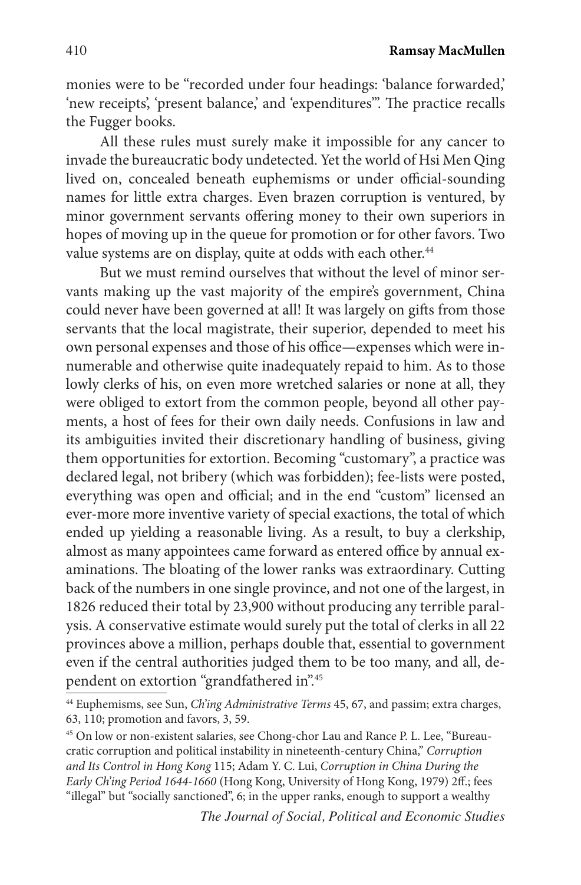monies were to be "recorded under four headings: 'balance forwarded,' 'new receipts', 'present balance,' and 'expenditures'". The practice recalls the Fugger books.

All these rules must surely make it impossible for any cancer to invade the bureaucratic body undetected. Yet the world of Hsi Men Qing lived on, concealed beneath euphemisms or under official-sounding names for little extra charges. Even brazen corruption is ventured, by minor government servants offering money to their own superiors in hopes of moving up in the queue for promotion or for other favors. Two value systems are on display, quite at odds with each other.[44]

But we must remind ourselves that without the level of minor servants making up the vast majority of the empire's government, China could never have been governed at all! It was largely on gifts from those servants that the local magistrate, their superior, depended to meet his own personal expenses and those of his office—expenses which were innumerable and otherwise quite inadequately repaid to him. As to those lowly clerks of his, on even more wretched salaries or none at all, they were obliged to extort from the common people, beyond all other payments, a host of fees for their own daily needs. Confusions in law and its ambiguities invited their discretionary handling of business, giving them opportunities for extortion. Becoming "customary", a practice was declared legal, not bribery (which was forbidden); fee-lists were posted, everything was open and official; and in the end "custom" licensed an ever-more more inventive variety of special exactions, the total of which ended up yielding a reasonable living. As a result, to buy a clerkship, almost as many appointees came forward as entered office by annual examinations. The bloating of the lower ranks was extraordinary. Cutting back of the numbers in one single province, and not one of the largest, in 1826 reduced their total by 23,900 without producing any terrible paralysis. A conservative estimate would surely put the total of clerks in all 22 provinces above a million, perhaps double that, essential to government even if the central authorities judged them to be too many, and all, dependent on extortion "grandfathered in".[45]

[44] Euphemisms, see Sun, *Ch'ing Administrative Terms* 45, 67, and passim; extra charges, 63, 110; promotion and favors, 3, 59.

[45] On low or non-existent salaries, see Chong-chor Lau and Rance P. L. Lee, "Bureaucratic corruption and political instability in nineteenth-century China," *Corruption and Its Control in Hong Kong* 115; Adam Y. C. Lui, *Corruption in China During the Early Ch'ing Period 1644-1660* (Hong Kong, University of Hong Kong, 1979) 2ff.; fees "illegal" but "socially sanctioned", 6; in the upper ranks, enough to support a wealthy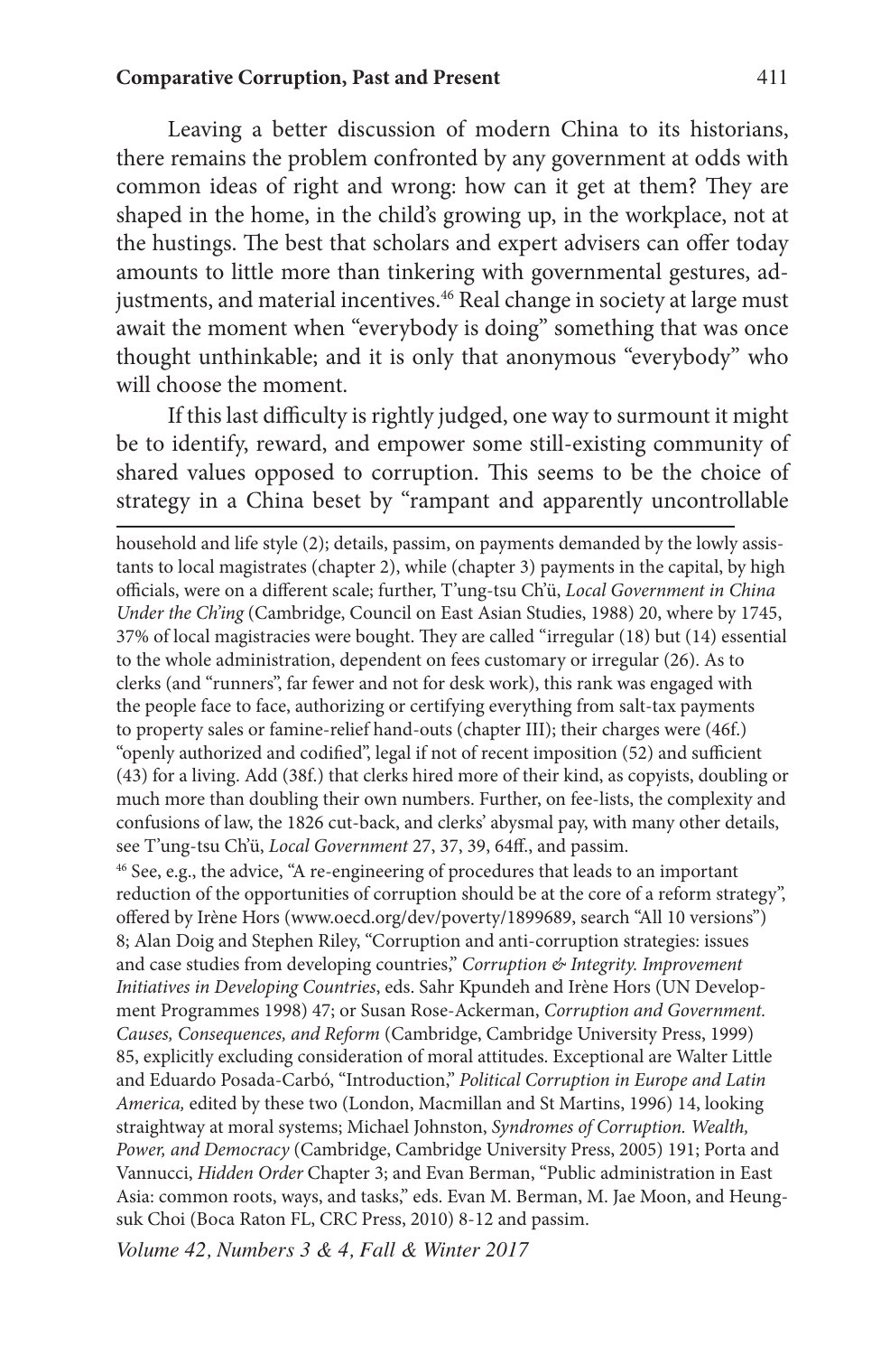Leaving a better discussion of modern China to its historians, there remains the problem confronted by any government at odds with common ideas of right and wrong: how can it get at them? They are shaped in the home, in the child's growing up, in the workplace, not at the hustings. The best that scholars and expert advisers can offer today amounts to little more than tinkering with governmental gestures, adjustments, and material incentives.[46] Real change in society at large must await the moment when "everybody is doing" something that was once thought unthinkable; and it is only that anonymous "everybody" who will choose the moment.

If this last difficulty is rightly judged, one way to surmount it might be to identify, reward, and empower some still-existing community of shared values opposed to corruption. This seems to be the choice of strategy in a China beset by "rampant and apparently uncontrollable

---

household and life style (2); details, passim, on payments demanded by the lowly assistants to local magistrates (chapter 2), while (chapter 3) payments in the capital, by high officials, were on a different scale; further, T'ung-tsu Ch'ü, *Local Government in China Under the Ch'ing* (Cambridge, Council on East Asian Studies, 1988) 20, where by 1745, 37% of local magistracies were bought. They are called "irregular (18) but (14) essential to the whole administration, dependent on fees customary or irregular (26). As to clerks (and "runners", far fewer and not for desk work), this rank was engaged with the people face to face, authorizing or certifying everything from salt-tax payments to property sales or famine-relief hand-outs (chapter III); their charges were (46f.) "openly authorized and codified", legal if not of recent imposition (52) and sufficient (43) for a living. Add (38f.) that clerks hired more of their kind, as copyists, doubling or much more than doubling their own numbers. Further, on fee-lists, the complexity and confusions of law, the 1826 cut-back, and clerks' abysmal pay, with many other details, see T'ung-tsu Ch'ü, *Local Government* 27, 37, 39, 64ff., and passim.

[46] See, e.g., the advice, "A re-engineering of procedures that leads to an important reduction of the opportunities of corruption should be at the core of a reform strategy", offered by Irène Hors (www.oecd.org/dev/poverty/1899689, search "All 10 versions") 8; Alan Doig and Stephen Riley, "Corruption and anti-corruption strategies: issues and case studies from developing countries," *Corruption & Integrity. Improvement Initiatives in Developing Countries*, eds. Sahr Kpundeh and Irène Hors (UN Development Programmes 1998) 47; or Susan Rose-Ackerman, *Corruption and Government. Causes, Consequences, and Reform* (Cambridge, Cambridge University Press, 1999) 85, explicitly excluding consideration of moral attitudes. Exceptional are Walter Little and Eduardo Posada-Carbó, "Introduction," *Political Corruption in Europe and Latin America,* edited by these two (London, Macmillan and St Martins, 1996) 14, looking straightway at moral systems; Michael Johnston, *Syndromes of Corruption. Wealth, Power, and Democracy* (Cambridge, Cambridge University Press, 2005) 191; Porta and Vannucci, *Hidden Order* Chapter 3; and Evan Berman, "Public administration in East Asia: common roots, ways, and tasks," eds. Evan M. Berman, M. Jae Moon, and Heungsuk Choi (Boca Raton FL, CRC Press, 2010) 8-12 and passim.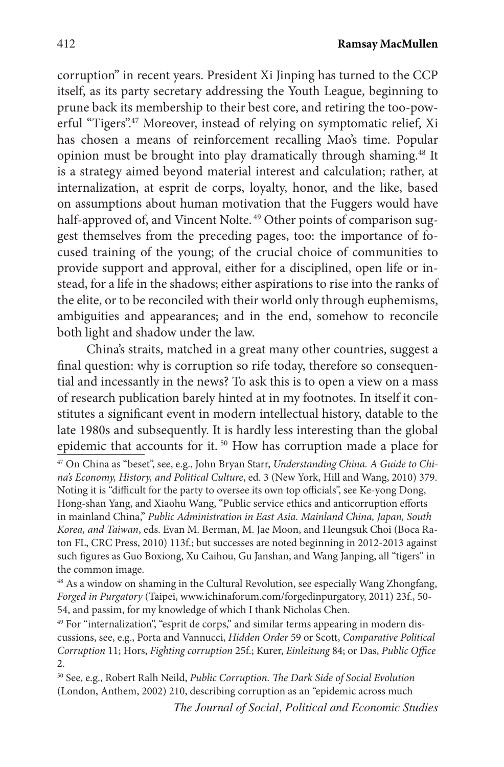corruption" in recent years. President Xi Jinping has turned to the CCP itself, as its party secretary addressing the Youth League, beginning to prune back its membership to their best core, and retiring the too-powerful "Tigers".[47] Moreover, instead of relying on symptomatic relief, Xi has chosen a means of reinforcement recalling Mao's time. Popular opinion must be brought into play dramatically through shaming.[48] It is a strategy aimed beyond material interest and calculation; rather, at internalization, at esprit de corps, loyalty, honor, and the like, based on assumptions about human motivation that the Fuggers would have half-approved of, and Vincent Nolte.[49] Other points of comparison suggest themselves from the preceding pages, too: the importance of focused training of the young; of the crucial choice of communities to provide support and approval, either for a disciplined, open life or instead, for a life in the shadows; either aspirations to rise into the ranks of the elite, or to be reconciled with their world only through euphemisms, ambiguities and appearances; and in the end, somehow to reconcile both light and shadow under the law.

China's straits, matched in a great many other countries, suggest a final question: why is corruption so rife today, therefore so consequential and incessantly in the news? To ask this is to open a view on a mass of research publication barely hinted at in my footnotes. In itself it constitutes a significant event in modern intellectual history, datable to the late 1980s and subsequently. It is hardly less interesting than the global epidemic that accounts for it.[50] How has corruption made a place for

---

[47] On China as "beset", see, e.g., John Bryan Starr, *Understanding China. A Guide to China's Economy, History, and Political Culture*, ed. 3 (New York, Hill and Wang, 2010) 379. Noting it is "difficult for the party to oversee its own top officials", see Ke-yong Dong, Hong-shan Yang, and Xiaohu Wang, "Public service ethics and anticorruption efforts in mainland China," *Public Administration in East Asia. Mainland China, Japan, South Korea, and Taiwan*, eds. Evan M. Berman, M. Jae Moon, and Heungsuk Choi (Boca Raton FL, CRC Press, 2010) 113f.; but successes are noted beginning in 2012-2013 against such figures as Guo Boxiong, Xu Caihou, Gu Janshan, and Wang Janping, all "tigers" in the common image.

[48] As a window on shaming in the Cultural Revolution, see especially Wang Zhongfang, *Forged in Purgatory* (Taipei, www.ichinaforum.com/forgedinpurgatory, 2011) 23f., 50-54, and passim, for my knowledge of which I thank Nicholas Chen.

[49] For "internalization", "esprit de corps," and similar terms appearing in modern discussions, see, e.g., Porta and Vannucci, *Hidden Order* 59 or Scott, *Comparative Political Corruption* 11; Hors, *Fighting corruption* 25f.; Kurer, *Einleitung* 84; or Das, *Public Office* 2.

[50] See, e.g., Robert Ralh Neild, *Public Corruption. The Dark Side of Social Evolution* (London, Anthem, 2002) 210, describing corruption as an "epidemic across much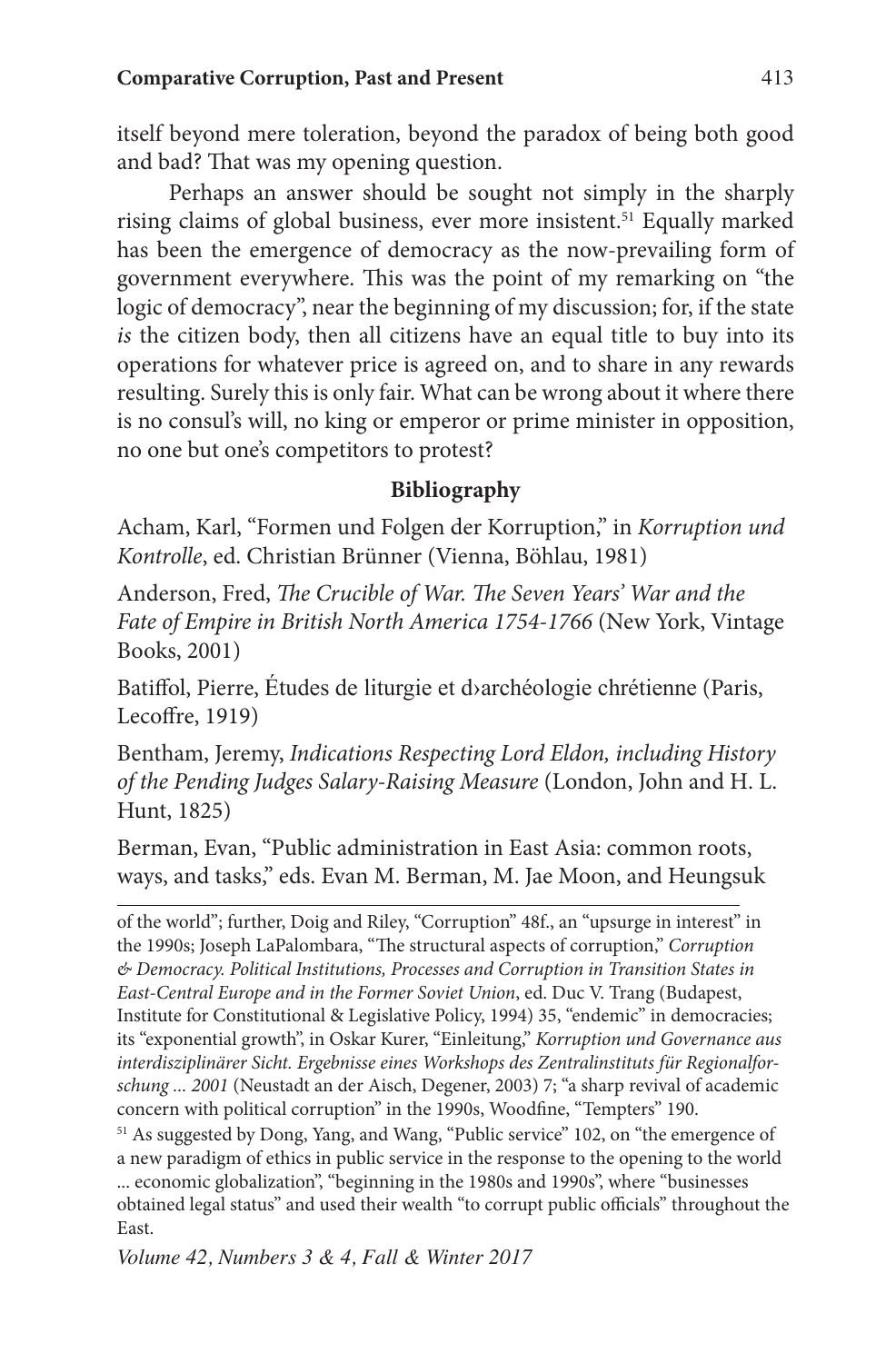itself beyond mere toleration, beyond the paradox of being both good and bad? That was my opening question.

Perhaps an answer should be sought not simply in the sharply rising claims of global business, ever more insistent.[51] Equally marked has been the emergence of democracy as the now-prevailing form of government everywhere. This was the point of my remarking on "the logic of democracy", near the beginning of my discussion; for, if the state *is* the citizen body, then all citizens have an equal title to buy into its operations for whatever price is agreed on, and to share in any rewards resulting. Surely this is only fair. What can be wrong about it where there is no consul's will, no king or emperor or prime minister in opposition, no one but one's competitors to protest?

## Bibliography

Acham, Karl, "Formen und Folgen der Korruption," in *Korruption und Kontrolle*, ed. Christian Brünner (Vienna, Böhlau, 1981)

Anderson, Fred, *The Crucible of War. The Seven Years' War and the Fate of Empire in British North America 1754-1766* (New York, Vintage Books, 2001)

Batiffol, Pierre, Études de liturgie et d›archéologie chrétienne (Paris, Lecoffre, 1919)

Bentham, Jeremy, *Indications Respecting Lord Eldon, including History of the Pending Judges Salary-Raising Measure* (London, John and H. L. Hunt, 1825)

Berman, Evan, "Public administration in East Asia: common roots, ways, and tasks," eds. Evan M. Berman, M. Jae Moon, and Heungsuk

---

of the world"; further, Doig and Riley, "Corruption" 48f., an "upsurge in interest" in the 1990s; Joseph LaPalombara, "The structural aspects of corruption," *Corruption & Democracy. Political Institutions, Processes and Corruption in Transition States in East-Central Europe and in the Former Soviet Union*, ed. Duc V. Trang (Budapest, Institute for Constitutional & Legislative Policy, 1994) 35, "endemic" in democracies; its "exponential growth", in Oskar Kurer, "Einleitung," *Korruption und Governance aus interdisziplinärer Sicht. Ergebnisse eines Workshops des Zentralinstituts für Regionalforschung ... 2001* (Neustadt an der Aisch, Degener, 2003) 7; "a sharp revival of academic concern with political corruption" in the 1990s, Woodfine, "Tempters" 190.

[51] As suggested by Dong, Yang, and Wang, "Public service" 102, on "the emergence of a new paradigm of ethics in public service in the response to the opening to the world ... economic globalization", "beginning in the 1980s and 1990s", where "businesses obtained legal status" and used their wealth "to corrupt public officials" throughout the East.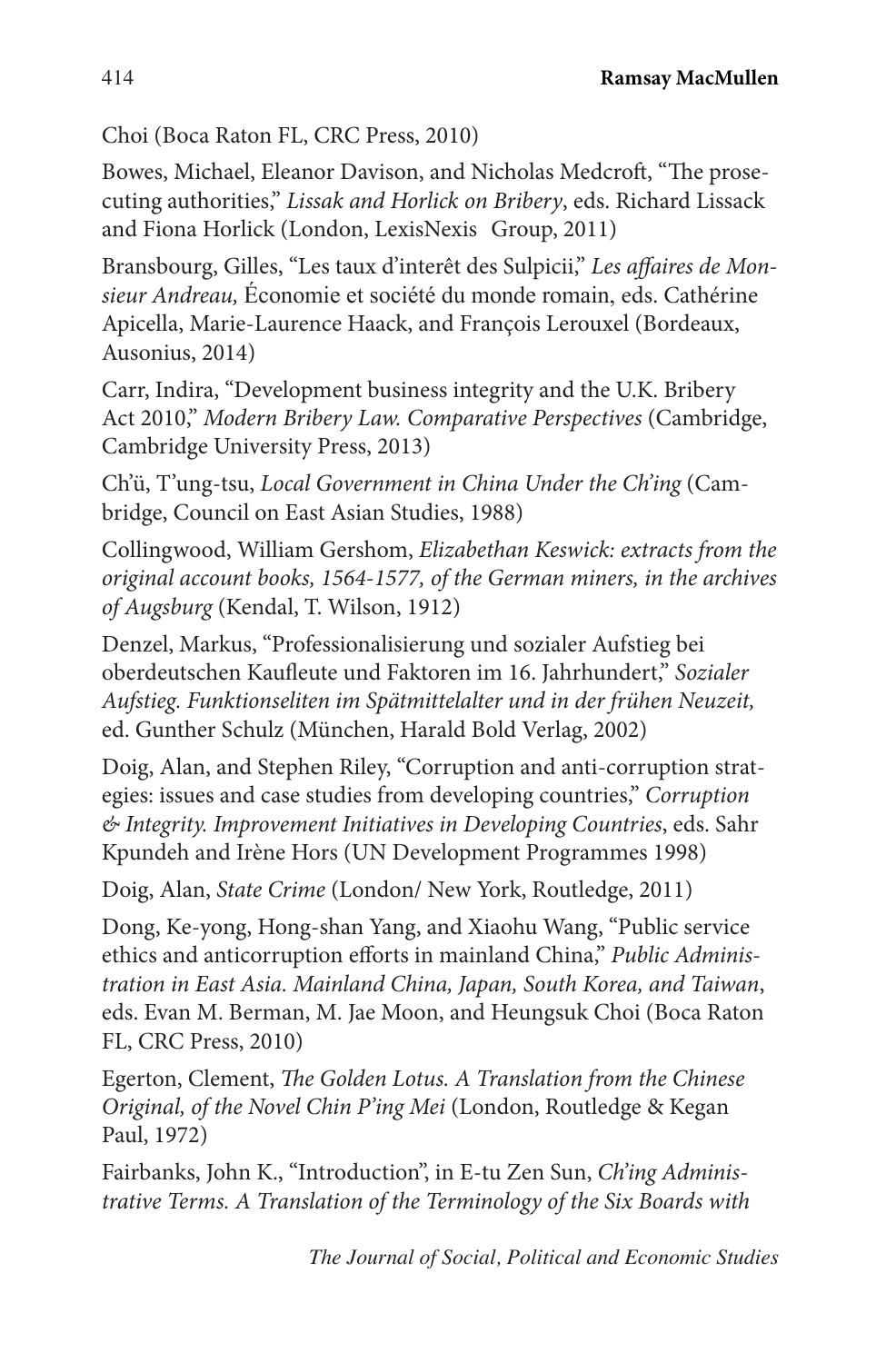Choi (Boca Raton FL, CRC Press, 2010)

Bowes, Michael, Eleanor Davison, and Nicholas Medcroft, "The prosecuting authorities," *Lissak and Horlick on Bribery*, eds. Richard Lissack and Fiona Horlick (London, LexisNexis Group, 2011)

Bransbourg, Gilles, "Les taux d'interêt des Sulpicii," *Les affaires de Monsieur Andreau,* Économie et société du monde romain, eds. Cathérine Apicella, Marie-Laurence Haack, and François Lerouxel (Bordeaux, Ausonius, 2014)

Carr, Indira, "Development business integrity and the U.K. Bribery Act 2010," *Modern Bribery Law. Comparative Perspectives* (Cambridge, Cambridge University Press, 2013)

Ch'ü, T'ung-tsu, *Local Government in China Under the Ch'ing* (Cambridge, Council on East Asian Studies, 1988)

Collingwood, William Gershom, *Elizabethan Keswick: extracts from the original account books, 1564-1577, of the German miners, in the archives of Augsburg* (Kendal, T. Wilson, 1912)

Denzel, Markus, "Professionalisierung und sozialer Aufstieg bei oberdeutschen Kaufleute und Faktoren im 16. Jahrhundert," *Sozialer Aufstieg. Funktionseliten im Spätmittelalter und in der frühen Neuzeit,* ed. Gunther Schulz (München, Harald Bold Verlag, 2002)

Doig, Alan, and Stephen Riley, "Corruption and anti-corruption strategies: issues and case studies from developing countries," *Corruption & Integrity. Improvement Initiatives in Developing Countries*, eds. Sahr Kpundeh and Irène Hors (UN Development Programmes 1998)

Doig, Alan, *State Crime* (London/ New York, Routledge, 2011)

Dong, Ke-yong, Hong-shan Yang, and Xiaohu Wang, "Public service ethics and anticorruption efforts in mainland China," *Public Administration in East Asia. Mainland China, Japan, South Korea, and Taiwan*, eds. Evan M. Berman, M. Jae Moon, and Heungsuk Choi (Boca Raton FL, CRC Press, 2010)

Egerton, Clement, *The Golden Lotus. A Translation from the Chinese Original, of the Novel Chin P'ing Mei* (London, Routledge & Kegan Paul, 1972)

Fairbanks, John K., "Introduction", in E-tu Zen Sun, *Ch'ing Administrative Terms. A Translation of the Terminology of the Six Boards with*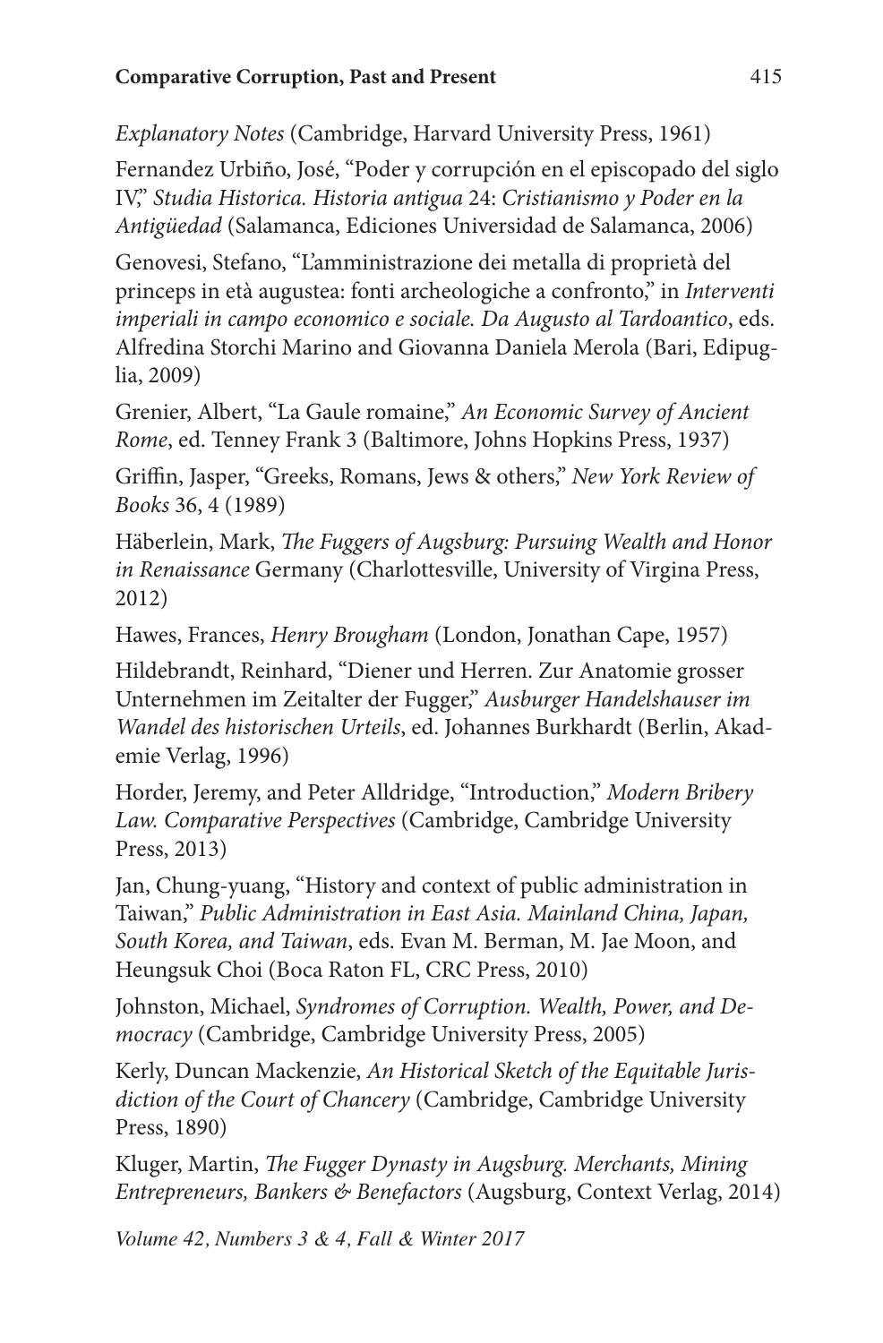*Explanatory Notes* (Cambridge, Harvard University Press, 1961)

Fernandez Urbiño, José, "Poder y corrupción en el episcopado del siglo IV," *Studia Historica. Historia antigua* 24: *Cristianismo y Poder en la Antigüedad* (Salamanca, Ediciones Universidad de Salamanca, 2006)

Genovesi, Stefano, "L'amministrazione dei metalla di proprietà del princeps in età augustea: fonti archeologiche a confronto," in *Interventi imperiali in campo economico e sociale. Da Augusto al Tardoantico*, eds. Alfredina Storchi Marino and Giovanna Daniela Merola (Bari, Edipuglia, 2009)

Grenier, Albert, "La Gaule romaine," *An Economic Survey of Ancient Rome*, ed. Tenney Frank 3 (Baltimore, Johns Hopkins Press, 1937)

Griffin, Jasper, "Greeks, Romans, Jews & others," *New York Review of Books* 36, 4 (1989)

Häberlein, Mark, *The Fuggers of Augsburg: Pursuing Wealth and Honor in Renaissance* Germany (Charlottesville, University of Virgina Press, 2012)

Hawes, Frances, *Henry Brougham* (London, Jonathan Cape, 1957)

Hildebrandt, Reinhard, "Diener und Herren. Zur Anatomie grosser Unternehmen im Zeitalter der Fugger," *Ausburger Handelshauser im Wandel des historischen Urteils*, ed. Johannes Burkhardt (Berlin, Akademie Verlag, 1996)

Horder, Jeremy, and Peter Alldridge, "Introduction," *Modern Bribery Law. Comparative Perspectives* (Cambridge, Cambridge University Press, 2013)

Jan, Chung-yuang, "History and context of public administration in Taiwan," *Public Administration in East Asia. Mainland China, Japan, South Korea, and Taiwan*, eds. Evan M. Berman, M. Jae Moon, and Heungsuk Choi (Boca Raton FL, CRC Press, 2010)

Johnston, Michael, *Syndromes of Corruption. Wealth, Power, and Democracy* (Cambridge, Cambridge University Press, 2005)

Kerly, Duncan Mackenzie, *An Historical Sketch of the Equitable Jurisdiction of the Court of Chancery* (Cambridge, Cambridge University Press, 1890)

Kluger, Martin, *The Fugger Dynasty in Augsburg. Merchants, Mining Entrepreneurs, Bankers & Benefactors* (Augsburg, Context Verlag, 2014)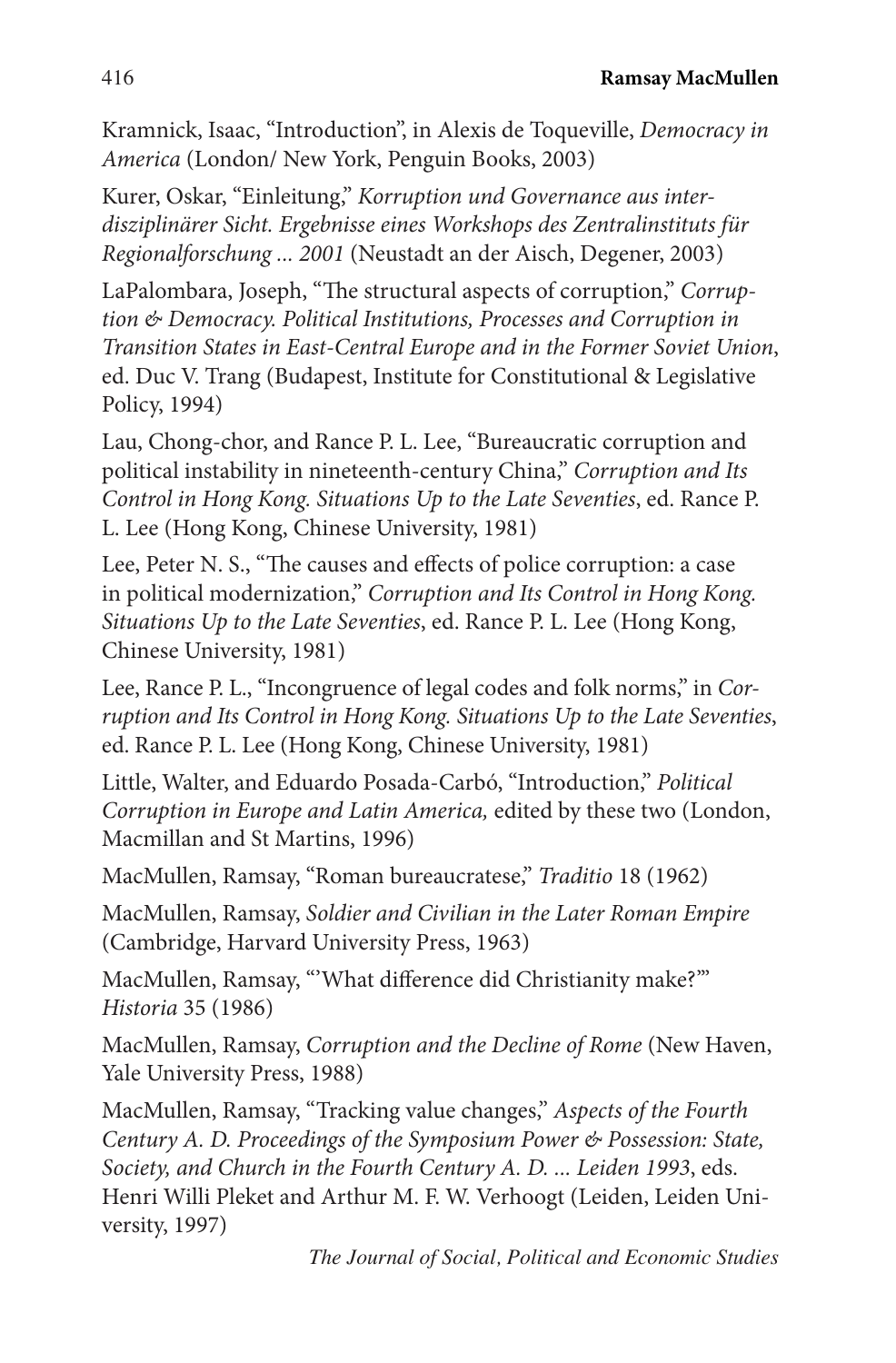Kramnick, Isaac, "Introduction", in Alexis de Toqueville, *Democracy in America* (London/ New York, Penguin Books, 2003)

Kurer, Oskar, "Einleitung," *Korruption und Governance aus interdisziplinärer Sicht. Ergebnisse eines Workshops des Zentralinstituts für Regionalforschung ... 2001* (Neustadt an der Aisch, Degener, 2003)

LaPalombara, Joseph, "The structural aspects of corruption," *Corruption & Democracy. Political Institutions, Processes and Corruption in Transition States in East-Central Europe and in the Former Soviet Union*, ed. Duc V. Trang (Budapest, Institute for Constitutional & Legislative Policy, 1994)

Lau, Chong-chor, and Rance P. L. Lee, "Bureaucratic corruption and political instability in nineteenth-century China," *Corruption and Its Control in Hong Kong. Situations Up to the Late Seventies*, ed. Rance P. L. Lee (Hong Kong, Chinese University, 1981)

Lee, Peter N. S., "The causes and effects of police corruption: a case in political modernization," *Corruption and Its Control in Hong Kong. Situations Up to the Late Seventies*, ed. Rance P. L. Lee (Hong Kong, Chinese University, 1981)

Lee, Rance P. L., "Incongruence of legal codes and folk norms," in *Corruption and Its Control in Hong Kong. Situations Up to the Late Seventies*, ed. Rance P. L. Lee (Hong Kong, Chinese University, 1981)

Little, Walter, and Eduardo Posada-Carbó, "Introduction," *Political Corruption in Europe and Latin America,* edited by these two (London, Macmillan and St Martins, 1996)

MacMullen, Ramsay, "Roman bureaucratese," *Traditio* 18 (1962)

MacMullen, Ramsay, *Soldier and Civilian in the Later Roman Empire* (Cambridge, Harvard University Press, 1963)

MacMullen, Ramsay, "'What difference did Christianity make?'" *Historia* 35 (1986)

MacMullen, Ramsay, *Corruption and the Decline of Rome* (New Haven, Yale University Press, 1988)

MacMullen, Ramsay, "Tracking value changes," *Aspects of the Fourth Century A. D. Proceedings of the Symposium Power & Possession: State, Society, and Church in the Fourth Century A. D. ... Leiden 1993*, eds. Henri Willi Pleket and Arthur M. F. W. Verhoogt (Leiden, Leiden University, 1997)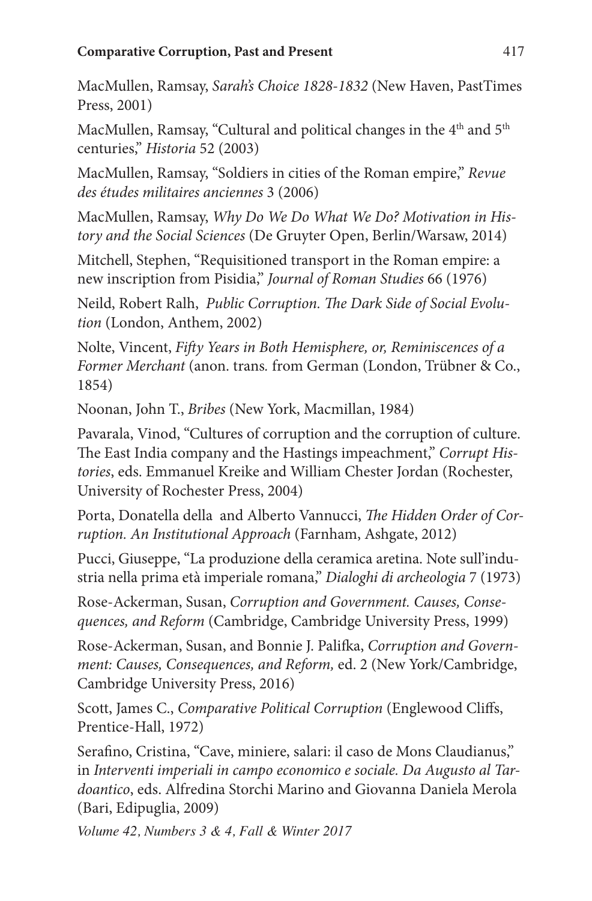MacMullen, Ramsay, *Sarah's Choice 1828-1832* (New Haven, PastTimes Press, 2001)

MacMullen, Ramsay, "Cultural and political changes in the 4th and 5th centuries," *Historia* 52 (2003)

MacMullen, Ramsay, "Soldiers in cities of the Roman empire," *Revue des études militaires anciennes* 3 (2006)

MacMullen, Ramsay, *Why Do We Do What We Do? Motivation in History and the Social Sciences* (De Gruyter Open, Berlin/Warsaw, 2014)

Mitchell, Stephen, "Requisitioned transport in the Roman empire: a new inscription from Pisidia," *Journal of Roman Studies* 66 (1976)

Neild, Robert Ralh, *Public Corruption. The Dark Side of Social Evolution* (London, Anthem, 2002)

Nolte, Vincent, *Fifty Years in Both Hemisphere, or, Reminiscences of a Former Merchant* (anon. trans. from German (London, Trübner & Co., 1854)

Noonan, John T., *Bribes* (New York, Macmillan, 1984)

Pavarala, Vinod, "Cultures of corruption and the corruption of culture. The East India company and the Hastings impeachment," *Corrupt Histories*, eds. Emmanuel Kreike and William Chester Jordan (Rochester, University of Rochester Press, 2004)

Porta, Donatella della and Alberto Vannucci, *The Hidden Order of Corruption. An Institutional Approach* (Farnham, Ashgate, 2012)

Pucci, Giuseppe, "La produzione della ceramica aretina. Note sull'industria nella prima età imperiale romana," *Dialoghi di archeologia* 7 (1973)

Rose-Ackerman, Susan, *Corruption and Government. Causes, Consequences, and Reform* (Cambridge, Cambridge University Press, 1999)

Rose-Ackerman, Susan, and Bonnie J. Palifka, *Corruption and Government: Causes, Consequences, and Reform,* ed. 2 (New York/Cambridge, Cambridge University Press, 2016)

Scott, James C., *Comparative Political Corruption* (Englewood Cliffs, Prentice-Hall, 1972)

Serafino, Cristina, "Cave, miniere, salari: il caso de Mons Claudianus," in *Interventi imperiali in campo economico e sociale. Da Augusto al Tardoantico*, eds. Alfredina Storchi Marino and Giovanna Daniela Merola (Bari, Edipuglia, 2009)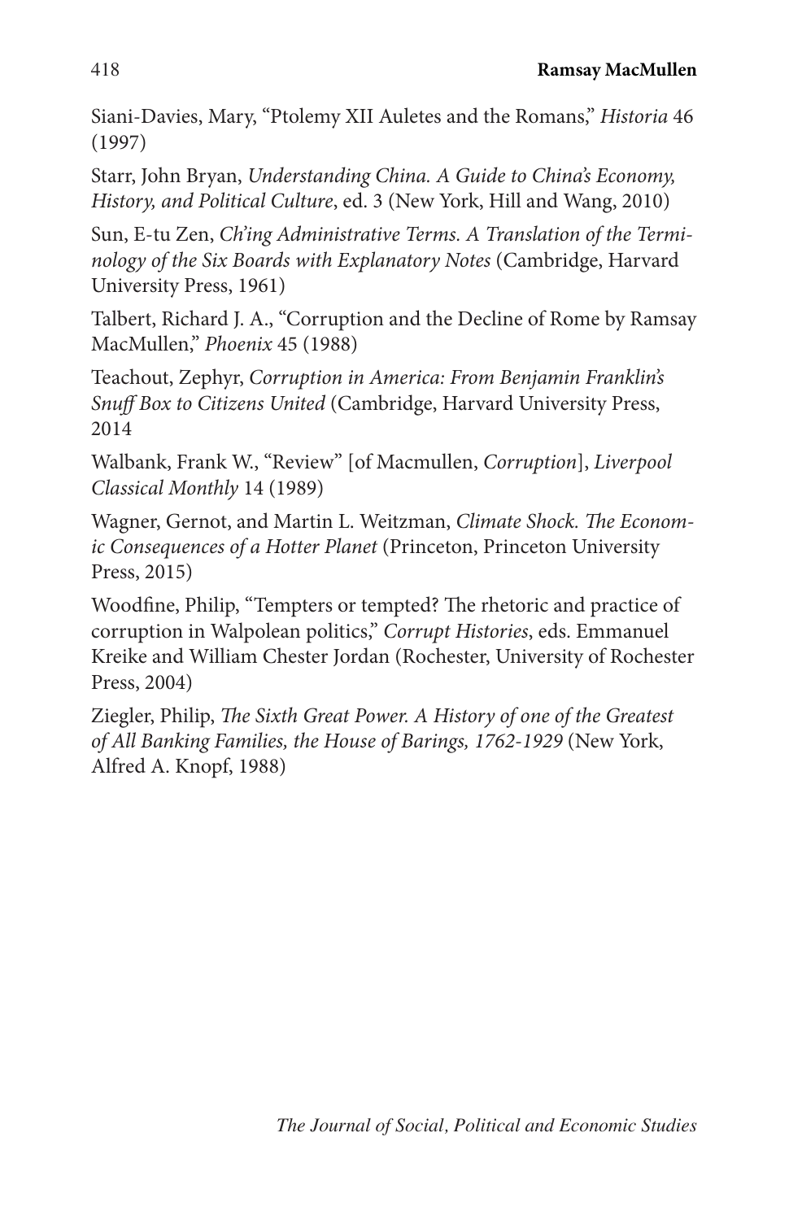Siani-Davies, Mary, "Ptolemy XII Auletes and the Romans," *Historia* 46 (1997)

Starr, John Bryan, *Understanding China. A Guide to China's Economy, History, and Political Culture*, ed. 3 (New York, Hill and Wang, 2010)

Sun, E-tu Zen, *Ch'ing Administrative Terms. A Translation of the Terminology of the Six Boards with Explanatory Notes* (Cambridge, Harvard University Press, 1961)

Talbert, Richard J. A., "Corruption and the Decline of Rome by Ramsay MacMullen," *Phoenix* 45 (1988)

Teachout, Zephyr, *Corruption in America: From Benjamin Franklin's Snuff Box to Citizens United* (Cambridge, Harvard University Press, 2014

Walbank, Frank W., "Review" [of Macmullen, *Corruption*], *Liverpool Classical Monthly* 14 (1989)

Wagner, Gernot, and Martin L. Weitzman, *Climate Shock. The Economic Consequences of a Hotter Planet* (Princeton, Princeton University Press, 2015)

Woodfine, Philip, "Tempters or tempted? The rhetoric and practice of corruption in Walpolean politics," *Corrupt Histories*, eds. Emmanuel Kreike and William Chester Jordan (Rochester, University of Rochester Press, 2004)

Ziegler, Philip, *The Sixth Great Power. A History of one of the Greatest of All Banking Families, the House of Barings, 1762-1929* (New York, Alfred A. Knopf, 1988)